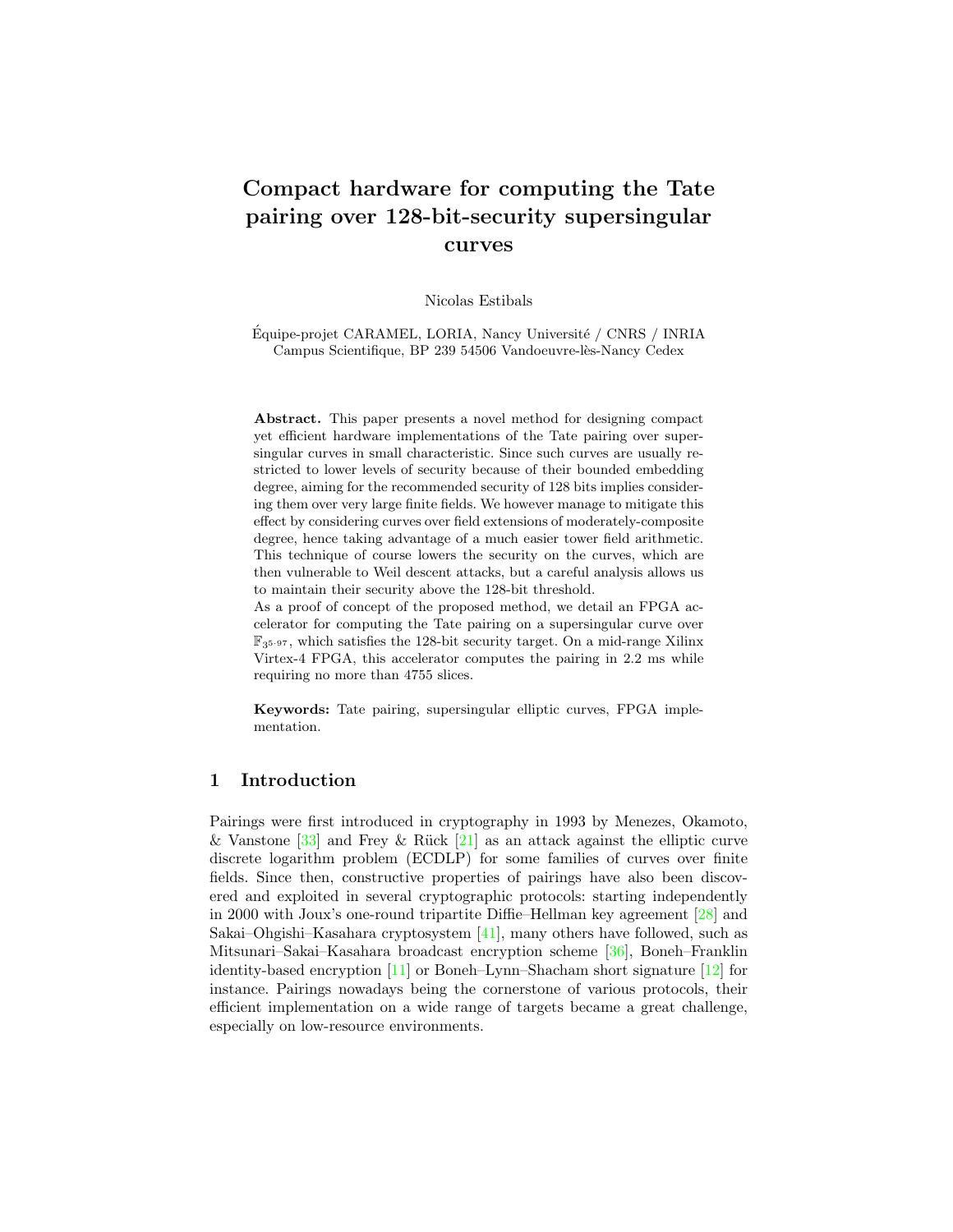# Compact hardware for computing the Tate pairing over 128-bit-security supersingular curves

Nicolas Estibals

Équipe-projet CARAMEL, LORIA, Nancy Université / CNRS / INRIA
Campus Scientifique, BP 239 54506 Vandoeuvre-lès-Nancy Cedex

**Abstract.** This paper presents a novel method for designing compact yet efficient hardware implementations of the Tate pairing over supersingular curves in small characteristic. Since such curves are usually restricted to lower levels of security because of their bounded embedding degree, aiming for the recommended security of 128 bits implies considering them over very large finite fields. We however manage to mitigate this effect by considering curves over field extensions of moderately-composite degree, hence taking advantage of a much easier tower field arithmetic. This technique of course lowers the security on the curves, which are then vulnerable to Weil descent attacks, but a careful analysis allows us to maintain their security above the 128-bit threshold.

As a proof of concept of the proposed method, we detail an FPGA accelerator for computing the Tate pairing on a supersingular curve over $\mathbb{F}_{3^{5\cdot 97}}$, which satisfies the 128-bit security target. On a mid-range Xilinx Virtex-4 FPGA, this accelerator computes the pairing in 2.2 ms while requiring no more than 4755 slices.

**Keywords:** Tate pairing, supersingular elliptic curves, FPGA implementation.

## 1 Introduction

Pairings were first introduced in cryptography in 1993 by Menezes, Okamoto, & Vanstone [33] and Frey & Rück [21] as an attack against the elliptic curve discrete logarithm problem (ECDLP) for some families of curves over finite fields. Since then, constructive properties of pairings have also been discovered and exploited in several cryptographic protocols: starting independently in 2000 with Joux's one-round tripartite Diffie–Hellman key agreement [28] and Sakai–Ohgishi–Kasahara cryptosystem [41], many others have followed, such as Mitsunari–Sakai–Kasahara broadcast encryption scheme [36], Boneh–Franklin identity-based encryption [11] or Boneh–Lynn–Shacham short signature [12] for instance. Pairings nowadays being the cornerstone of various protocols, their efficient implementation on a wide range of targets became a great challenge, especially on low-resource environments.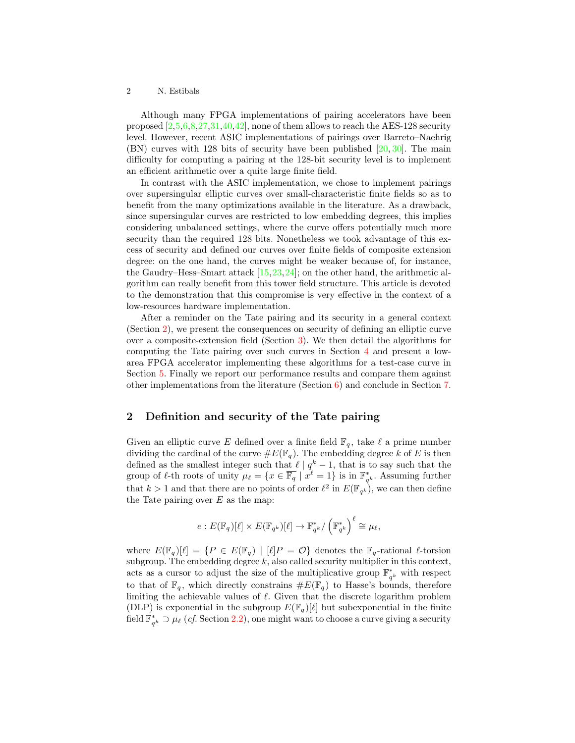Although many FPGA implementations of pairing accelerators have been proposed [2,5,6,8,27,31,40,42], none of them allows to reach the AES-128 security level. However, recent ASIC implementations of pairings over Barreto–Naehrig (BN) curves with 128 bits of security have been published [20, 30]. The main difficulty for computing a pairing at the 128-bit security level is to implement an efficient arithmetic over a quite large finite field.

In contrast with the ASIC implementation, we chose to implement pairings over supersingular elliptic curves over small-characteristic finite fields so as to benefit from the many optimizations available in the literature. As a drawback, since supersingular curves are restricted to low embedding degrees, this implies considering unbalanced settings, where the curve offers potentially much more security than the required 128 bits. Nonetheless we took advantage of this excess of security and defined our curves over finite fields of composite extension degree: on the one hand, the curves might be weaker because of, for instance, the Gaudry–Hess–Smart attack [15,23,24]; on the other hand, the arithmetic algorithm can really benefit from this tower field structure. This article is devoted to the demonstration that this compromise is very effective in the context of a low-resources hardware implementation.

After a reminder on the Tate pairing and its security in a general context (Section 2), we present the consequences on security of defining an elliptic curve over a composite-extension field (Section 3). We then detail the algorithms for computing the Tate pairing over such curves in Section 4 and present a low-area FPGA accelerator implementing these algorithms for a test-case curve in Section 5. Finally we report our performance results and compare them against other implementations from the literature (Section 6) and conclude in Section 7.

## 2 Definition and security of the Tate pairing

Given an elliptic curve $E$ defined over a finite field $\mathbb{F}_q$, take $\ell$ a prime number dividing the cardinal of the curve $\#E(\mathbb{F}_q)$. The embedding degree $k$ of $E$ is then defined as the smallest integer such that $\ell \mid q^k - 1$, that is to say such that the group of $\ell$-th roots of unity $\mu_\ell = \{x \in \overline{\mathbb{F}_q} \mid x^\ell = 1\}$ is in $\mathbb{F}_{q^k}^*$. Assuming further that $k > 1$ and that there are no points of order $\ell^2$ in $E(\mathbb{F}_{q^k})$, we can then define the Tate pairing over $E$ as the map:

$$e : E(\mathbb{F}_q)[\ell] \times E(\mathbb{F}_{q^k})[\ell] \to \mathbb{F}_{q^k}^* / \left(\mathbb{F}_{q^k}^*\right)^\ell \cong \mu_\ell,$$

where $E(\mathbb{F}_q)[\ell] = \{P \in E(\mathbb{F}_q) \mid [\ell]P = \mathcal{O}\}$ denotes the $\mathbb{F}_q$-rational $\ell$-torsion subgroup. The embedding degree $k$, also called security multiplier in this context, acts as a cursor to adjust the size of the multiplicative group $\mathbb{F}_{q^k}^*$ with respect to that of $\mathbb{F}_q$, which directly constrains $\#E(\mathbb{F}_q)$ to Hasse's bounds, therefore limiting the achievable values of $\ell$. Given that the discrete logarithm problem (DLP) is exponential in the subgroup $E(\mathbb{F}_q)[\ell]$ but subexponential in the finite field $\mathbb{F}_{q^k}^* \supset \mu_\ell$ (*cf.* Section 2.2), one might want to choose a curve giving a security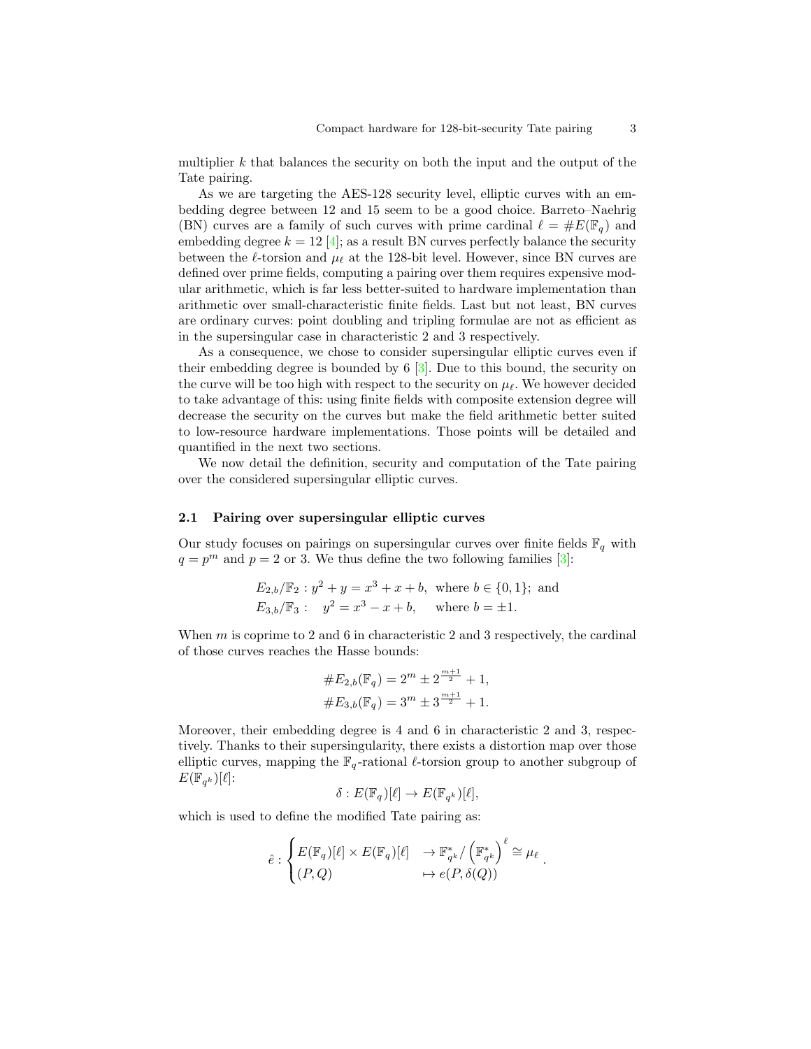multiplier $k$ that balances the security on both the input and the output of the Tate pairing.

As we are targeting the AES-128 security level, elliptic curves with an embedding degree between 12 and 15 seem to be a good choice. Barreto–Naehrig (BN) curves are a family of such curves with prime cardinal $\ell = \#E(\mathbb{F}_q)$ and embedding degree $k = 12$ [4]; as a result BN curves perfectly balance the security between the $\ell$-torsion and $\mu_\ell$ at the 128-bit level. However, since BN curves are defined over prime fields, computing a pairing over them requires expensive modular arithmetic, which is far less better-suited to hardware implementation than arithmetic over small-characteristic finite fields. Last but not least, BN curves are ordinary curves: point doubling and tripling formulae are not as efficient as in the supersingular case in characteristic 2 and 3 respectively.

As a consequence, we chose to consider supersingular elliptic curves even if their embedding degree is bounded by 6 [3]. Due to this bound, the security on the curve will be too high with respect to the security on $\mu_\ell$. We however decided to take advantage of this: using finite fields with composite extension degree will decrease the security on the curves but make the field arithmetic better suited to low-resource hardware implementations. Those points will be detailed and quantified in the next two sections.

We now detail the definition, security and computation of the Tate pairing over the considered supersingular elliptic curves.

### 2.1 Pairing over supersingular elliptic curves

Our study focuses on pairings on supersingular curves over finite fields $\mathbb{F}_q$ with $q = p^m$ and $p = 2$ or 3. We thus define the two following families [3]:

$$E_{2,b}/\mathbb{F}_2 : y^2 + y = x^3 + x + b, \text{ where } b \in \{0, 1\}; \text{ and}$$
$$E_{3,b}/\mathbb{F}_3 : \quad y^2 = x^3 - x + b, \quad \text{ where } b = \pm 1.$$

When $m$ is coprime to 2 and 6 in characteristic 2 and 3 respectively, the cardinal of those curves reaches the Hasse bounds:

$$\#E_{2,b}(\mathbb{F}_q) = 2^m \pm 2^{\frac{m+1}{2}} + 1,$$
$$\#E_{3,b}(\mathbb{F}_q) = 3^m \pm 3^{\frac{m+1}{2}} + 1.$$

Moreover, their embedding degree is 4 and 6 in characteristic 2 and 3, respectively. Thanks to their supersingularity, there exists a distortion map over those elliptic curves, mapping the $\mathbb{F}_q$-rational $\ell$-torsion group to another subgroup of $E(\mathbb{F}_{q^k})[\ell]$:

$$\delta : E(\mathbb{F}_q)[\ell] \rightarrow E(\mathbb{F}_{q^k})[\ell],$$

which is used to define the modified Tate pairing as:

$$\hat{e} : \begin{cases} E(\mathbb{F}_q)[\ell] \times E(\mathbb{F}_q)[\ell] & \rightarrow \mathbb{F}_{q^k}^* / \left(\mathbb{F}_{q^k}^*\right)^\ell \cong \mu_\ell \\ (P, Q) & \mapsto e(P, \delta(Q)) \end{cases}.$$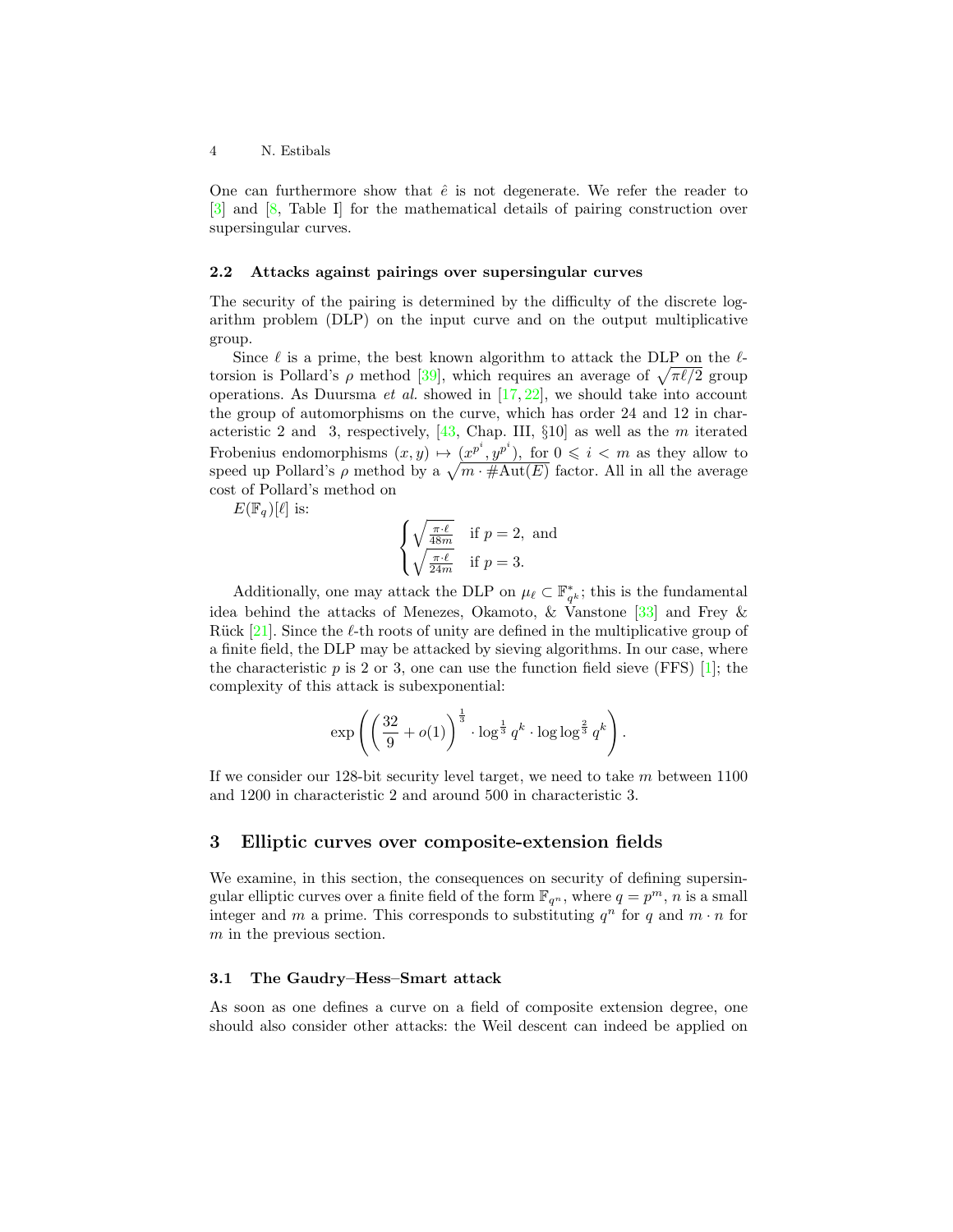One can furthermore show that $\hat{e}$ is not degenerate. We refer the reader to [3] and [8, Table I] for the mathematical details of pairing construction over supersingular curves.

### 2.2 Attacks against pairings over supersingular curves

The security of the pairing is determined by the difficulty of the discrete logarithm problem (DLP) on the input curve and on the output multiplicative group.

Since $\ell$ is a prime, the best known algorithm to attack the DLP on the $\ell$-torsion is Pollard's $\rho$ method [39], which requires an average of $\sqrt{\pi\ell/2}$ group operations. As Duursma *et al.* showed in [17, 22], we should take into account the group of automorphisms on the curve, which has order 24 and 12 in characteristic 2 and 3, respectively, [43, Chap. III, §10] as well as the $m$ iterated Frobenius endomorphisms $(x, y) \mapsto (x^{p^i}, y^{p^i})$, for $0 \leqslant i < m$ as they allow to speed up Pollard's $\rho$ method by a $\sqrt{m \cdot \#\mathrm{Aut}(E)}$ factor. All in all the average cost of Pollard's method on $E(\mathbb{F}_q)[\ell]$ is:

$$\begin{cases} \sqrt{\frac{\pi \cdot \ell}{48m}} & \text{if } p = 2, \text{ and} \\ \sqrt{\frac{\pi \cdot \ell}{24m}} & \text{if } p = 3. \end{cases}$$

Additionally, one may attack the DLP on $\mu_\ell \subset \mathbb{F}_{q^k}^*$; this is the fundamental idea behind the attacks of Menezes, Okamoto, & Vanstone [33] and Frey & Rück [21]. Since the $\ell$-th roots of unity are defined in the multiplicative group of a finite field, the DLP may be attacked by sieving algorithms. In our case, where the characteristic $p$ is 2 or 3, one can use the function field sieve (FFS) [1]; the complexity of this attack is subexponential:

$$\exp\left(\left(\frac{32}{9} + o(1)\right)^{\frac{1}{3}} \cdot \log^{\frac{1}{3}} q^k \cdot \log\log^{\frac{2}{3}} q^k\right).$$

If we consider our 128-bit security level target, we need to take $m$ between 1100 and 1200 in characteristic 2 and around 500 in characteristic 3.

## 3 Elliptic curves over composite-extension fields

We examine, in this section, the consequences on security of defining supersingular elliptic curves over a finite field of the form $\mathbb{F}_{q^n}$, where $q = p^m$, $n$ is a small integer and $m$ a prime. This corresponds to substituting $q^n$ for $q$ and $m \cdot n$ for $m$ in the previous section.

### 3.1 The Gaudry–Hess–Smart attack

As soon as one defines a curve on a field of composite extension degree, one should also consider other attacks: the Weil descent can indeed be applied on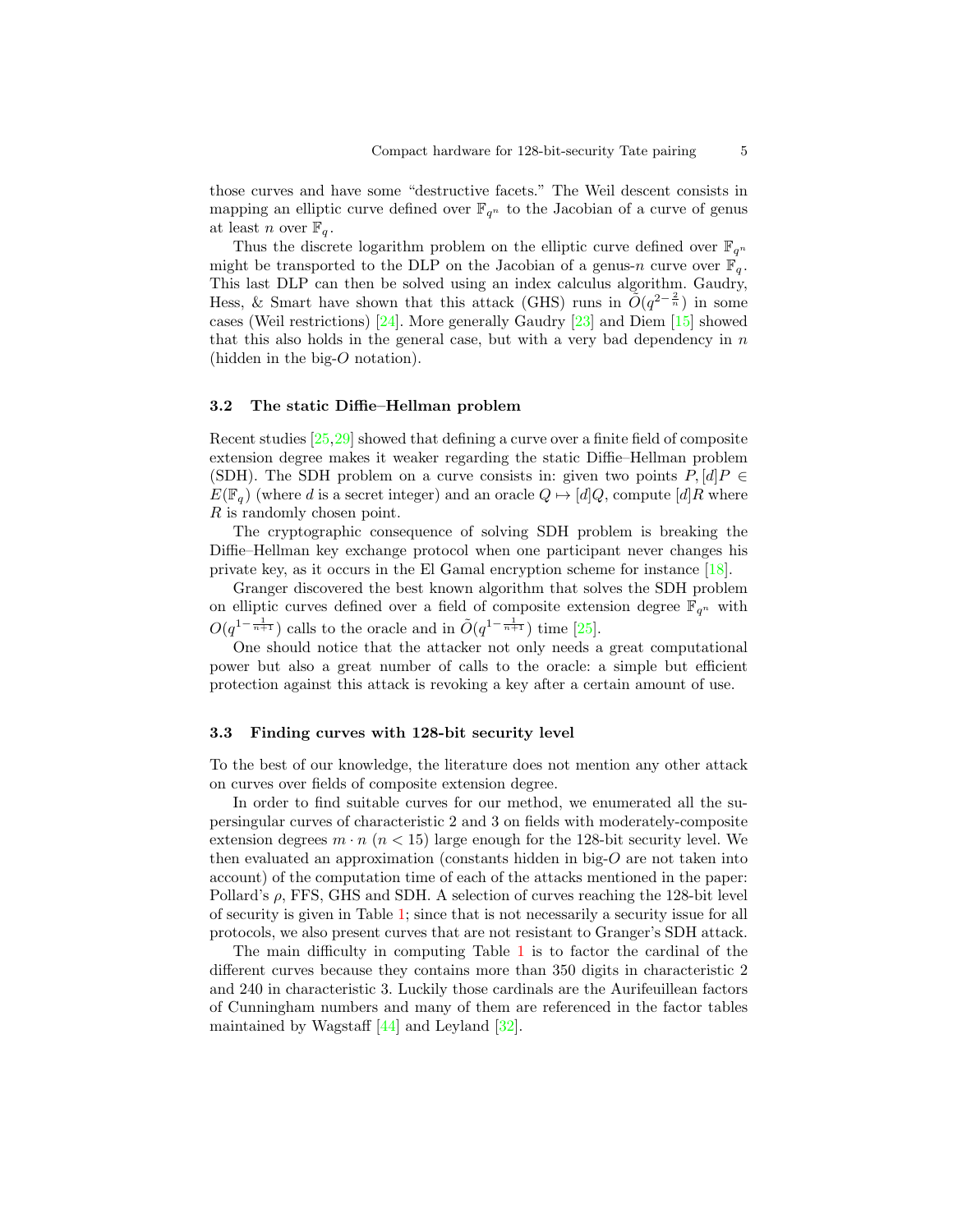those curves and have some "destructive facets." The Weil descent consists in mapping an elliptic curve defined over $\mathbb{F}_{q^n}$ to the Jacobian of a curve of genus at least $n$ over $\mathbb{F}_q$.

Thus the discrete logarithm problem on the elliptic curve defined over $\mathbb{F}_{q^n}$ might be transported to the DLP on the Jacobian of a genus-$n$ curve over $\mathbb{F}_q$. This last DLP can then be solved using an index calculus algorithm. Gaudry, Hess, & Smart have shown that this attack (GHS) runs in $\tilde{O}(q^{2-\frac{2}{n}})$ in some cases (Weil restrictions) [24]. More generally Gaudry [23] and Diem [15] showed that this also holds in the general case, but with a very bad dependency in $n$ (hidden in the big-$O$ notation).

### 3.2 The static Diffie–Hellman problem

Recent studies [25,29] showed that defining a curve over a finite field of composite extension degree makes it weaker regarding the static Diffie–Hellman problem (SDH). The SDH problem on a curve consists in: given two points $P, [d]P \in E(\mathbb{F}_q)$ (where $d$ is a secret integer) and an oracle $Q \mapsto [d]Q$, compute $[d]R$ where $R$ is randomly chosen point.

The cryptographic consequence of solving SDH problem is breaking the Diffie–Hellman key exchange protocol when one participant never changes his private key, as it occurs in the El Gamal encryption scheme for instance [18].

Granger discovered the best known algorithm that solves the SDH problem on elliptic curves defined over a field of composite extension degree $\mathbb{F}_{q^n}$ with $O(q^{1-\frac{1}{n+1}})$ calls to the oracle and in $\tilde{O}(q^{1-\frac{1}{n+1}})$ time [25].

One should notice that the attacker not only needs a great computational power but also a great number of calls to the oracle: a simple but efficient protection against this attack is revoking a key after a certain amount of use.

### 3.3 Finding curves with 128-bit security level

To the best of our knowledge, the literature does not mention any other attack on curves over fields of composite extension degree.

In order to find suitable curves for our method, we enumerated all the supersingular curves of characteristic 2 and 3 on fields with moderately-composite extension degrees $m \cdot n$ ($n < 15$) large enough for the 128-bit security level. We then evaluated an approximation (constants hidden in big-$O$ are not taken into account) of the computation time of each of the attacks mentioned in the paper: Pollard's $\rho$, FFS, GHS and SDH. A selection of curves reaching the 128-bit level of security is given in Table 1; since that is not necessarily a security issue for all protocols, we also present curves that are not resistant to Granger's SDH attack.

The main difficulty in computing Table 1 is to factor the cardinal of the different curves because they contains more than 350 digits in characteristic 2 and 240 in characteristic 3. Luckily those cardinals are the Aurifeuillean factors of Cunningham numbers and many of them are referenced in the factor tables maintained by Wagstaff [44] and Leyland [32].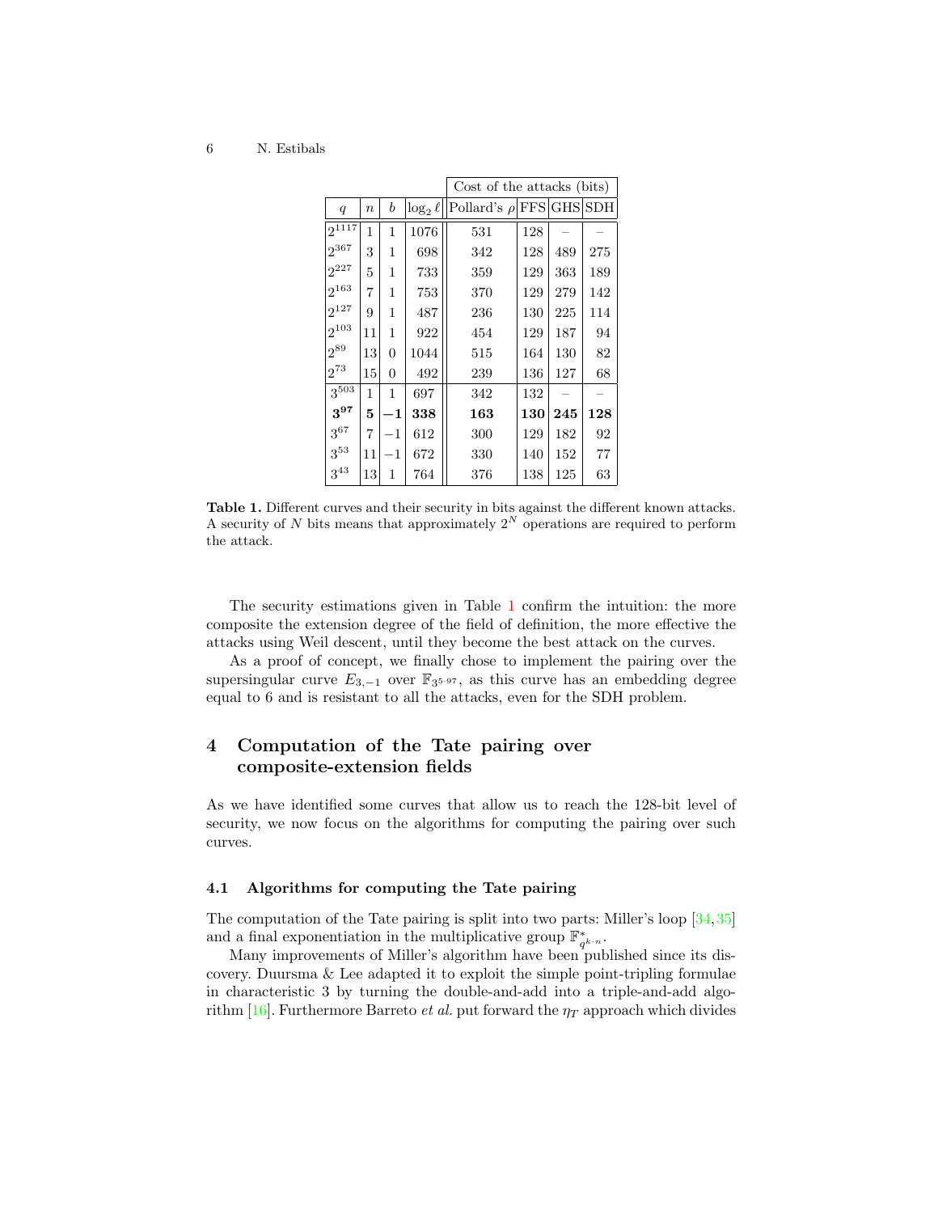| | | | | Cost of the attacks (bits) | | | |
|---|---|---|---|---|---|---|---|
| $q$ | $n$ | $b$ | $\log_2 \ell$ | Pollard's $\rho$ | FFS | GHS | SDH |
| $2^{1117}$ | 1 | 1 | 1076 | 531 | 128 | – | – |
| $2^{367}$ | 3 | 1 | 698 | 342 | 128 | 489 | 275 |
| $2^{227}$ | 5 | 1 | 733 | 359 | 129 | 363 | 189 |
| $2^{163}$ | 7 | 1 | 753 | 370 | 129 | 279 | 142 |
| $2^{127}$ | 9 | 1 | 487 | 236 | 130 | 225 | 114 |
| $2^{103}$ | 11 | 1 | 922 | 454 | 129 | 187 | 94 |
| $2^{89}$ | 13 | 0 | 1044 | 515 | 164 | 130 | 82 |
| $2^{73}$ | 15 | 0 | 492 | 239 | 136 | 127 | 68 |
| $3^{503}$ | 1 | 1 | 697 | 342 | 132 | – | – |
| $\mathbf{3^{97}}$ | **5** | $\mathbf{-1}$ | **338** | **163** | **130** | **245** | **128** |
| $3^{67}$ | 7 | $-1$ | 612 | 300 | 129 | 182 | 92 |
| $3^{53}$ | 11 | $-1$ | 672 | 330 | 140 | 152 | 77 |
| $3^{43}$ | 13 | 1 | 764 | 376 | 138 | 125 | 63 |

**Table 1.** Different curves and their security in bits against the different known attacks. A security of $N$ bits means that approximately $2^N$ operations are required to perform the attack.

The security estimations given in Table 1 confirm the intuition: the more composite the extension degree of the field of definition, the more effective the attacks using Weil descent, until they become the best attack on the curves.

As a proof of concept, we finally chose to implement the pairing over the supersingular curve $E_{3,-1}$ over $\mathbb{F}_{3^{5 \cdot 97}}$, as this curve has an embedding degree equal to 6 and is resistant to all the attacks, even for the SDH problem.

## 4 Computation of the Tate pairing over composite-extension fields

As we have identified some curves that allow us to reach the 128-bit level of security, we now focus on the algorithms for computing the pairing over such curves.

### 4.1 Algorithms for computing the Tate pairing

The computation of the Tate pairing is split into two parts: Miller's loop [34,35] and a final exponentiation in the multiplicative group $\mathbb{F}^*_{q^{k \cdot n}}$.

Many improvements of Miller's algorithm have been published since its discovery. Duursma & Lee adapted it to exploit the simple point-tripling formulae in characteristic 3 by turning the double-and-add into a triple-and-add algorithm [16]. Furthermore Barreto *et al.* put forward the $\eta_T$ approach which divides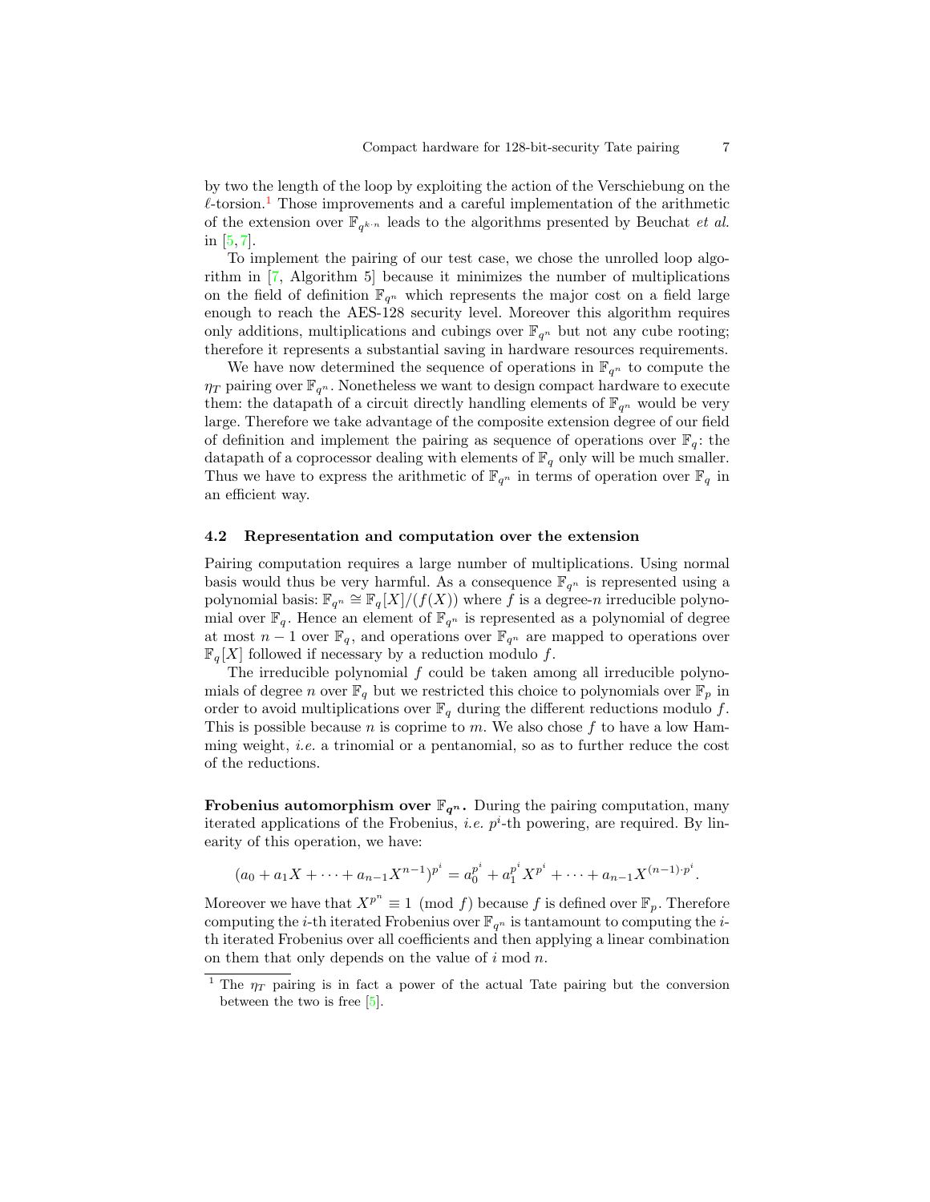by two the length of the loop by exploiting the action of the Verschiebung on the $\ell$-torsion.[1] Those improvements and a careful implementation of the arithmetic of the extension over $\mathbb{F}_{q^{k \cdot n}}$ leads to the algorithms presented by Beuchat *et al.* in [5, 7].

To implement the pairing of our test case, we chose the unrolled loop algorithm in [7, Algorithm 5] because it minimizes the number of multiplications on the field of definition $\mathbb{F}_{q^n}$ which represents the major cost on a field large enough to reach the AES-128 security level. Moreover this algorithm requires only additions, multiplications and cubings over $\mathbb{F}_{q^n}$ but not any cube rooting; therefore it represents a substantial saving in hardware resources requirements.

We have now determined the sequence of operations in $\mathbb{F}_{q^n}$ to compute the $\eta_T$ pairing over $\mathbb{F}_{q^n}$. Nonetheless we want to design compact hardware to execute them: the datapath of a circuit directly handling elements of $\mathbb{F}_{q^n}$ would be very large. Therefore we take advantage of the composite extension degree of our field of definition and implement the pairing as sequence of operations over $\mathbb{F}_q$: the datapath of a coprocessor dealing with elements of $\mathbb{F}_q$ only will be much smaller. Thus we have to express the arithmetic of $\mathbb{F}_{q^n}$ in terms of operation over $\mathbb{F}_q$ in an efficient way.

### 4.2 Representation and computation over the extension

Pairing computation requires a large number of multiplications. Using normal basis would thus be very harmful. As a consequence $\mathbb{F}_{q^n}$ is represented using a polynomial basis: $\mathbb{F}_{q^n} \cong \mathbb{F}_q[X]/(f(X))$ where $f$ is a degree-$n$ irreducible polynomial over $\mathbb{F}_q$. Hence an element of $\mathbb{F}_{q^n}$ is represented as a polynomial of degree at most $n-1$ over $\mathbb{F}_q$, and operations over $\mathbb{F}_{q^n}$ are mapped to operations over $\mathbb{F}_q[X]$ followed if necessary by a reduction modulo $f$.

The irreducible polynomial $f$ could be taken among all irreducible polynomials of degree $n$ over $\mathbb{F}_q$ but we restricted this choice to polynomials over $\mathbb{F}_p$ in order to avoid multiplications over $\mathbb{F}_q$ during the different reductions modulo $f$. This is possible because $n$ is coprime to $m$. We also chose $f$ to have a low Hamming weight, *i.e.* a trinomial or a pentanomial, so as to further reduce the cost of the reductions.

**Frobenius automorphism over $\mathbb{F}_{q^n}$.** During the pairing computation, many iterated applications of the Frobenius, *i.e.* $p^i$-th powering, are required. By linearity of this operation, we have:

$$(a_0 + a_1 X + \cdots + a_{n-1} X^{n-1})^{p^i} = a_0^{p^i} + a_1^{p^i} X^{p^i} + \cdots + a_{n-1} X^{(n-1) \cdot p^i}.$$

Moreover we have that $X^{p^n} \equiv 1 \pmod{f}$ because $f$ is defined over $\mathbb{F}_p$. Therefore computing the $i$-th iterated Frobenius over $\mathbb{F}_{q^n}$ is tantamount to computing the $i$-th iterated Frobenius over all coefficients and then applying a linear combination on them that only depends on the value of $i \bmod n$.

[1] The $\eta_T$ pairing is in fact a power of the actual Tate pairing but the conversion between the two is free [5].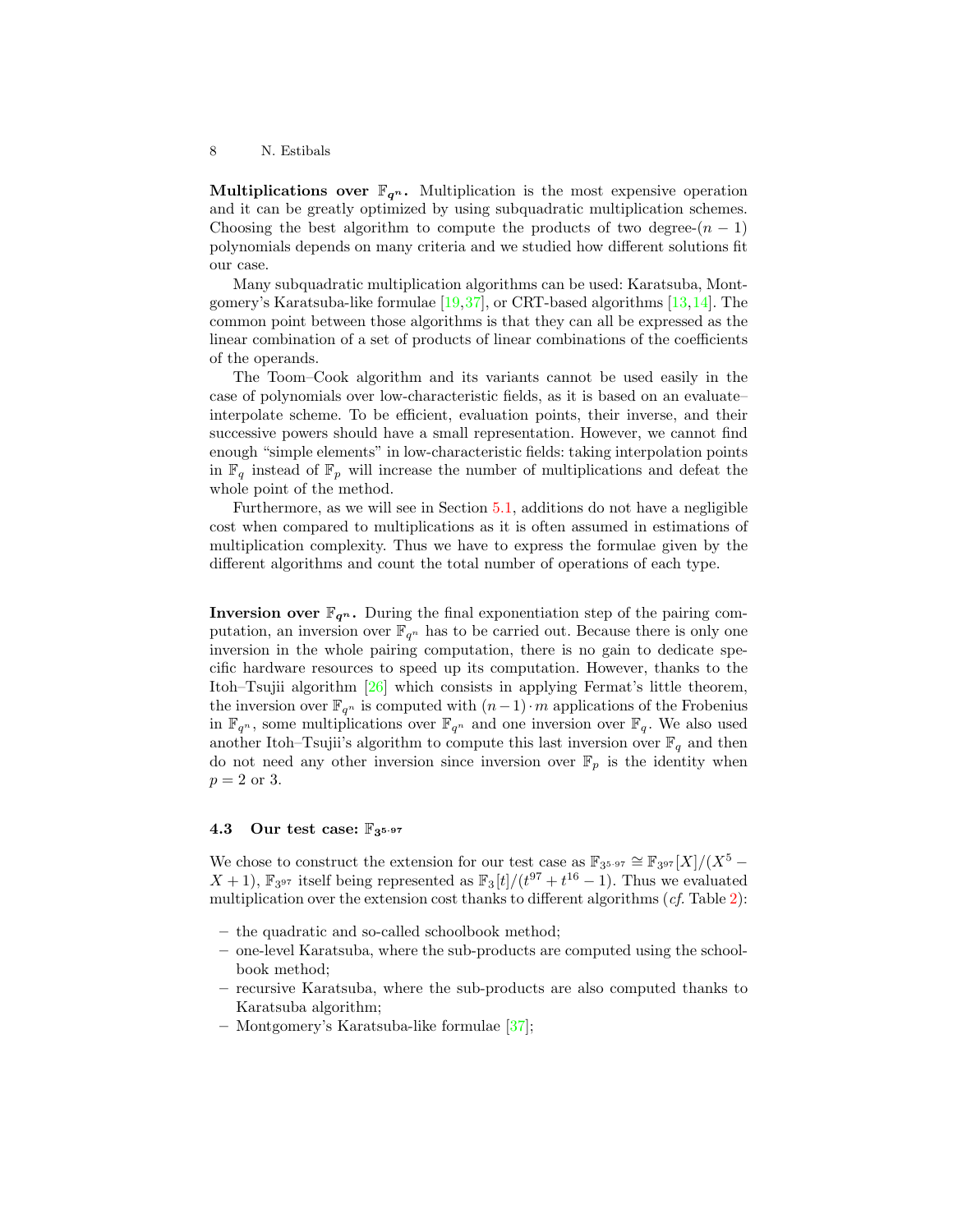**Multiplications over $\mathbb{F}_{q^n}$.** Multiplication is the most expensive operation and it can be greatly optimized by using subquadratic multiplication schemes. Choosing the best algorithm to compute the products of two degree-$(n-1)$ polynomials depends on many criteria and we studied how different solutions fit our case.

Many subquadratic multiplication algorithms can be used: Karatsuba, Montgomery's Karatsuba-like formulae [19,37], or CRT-based algorithms [13,14]. The common point between those algorithms is that they can all be expressed as the linear combination of a set of products of linear combinations of the coefficients of the operands.

The Toom–Cook algorithm and its variants cannot be used easily in the case of polynomials over low-characteristic fields, as it is based on an evaluate–interpolate scheme. To be efficient, evaluation points, their inverse, and their successive powers should have a small representation. However, we cannot find enough "simple elements" in low-characteristic fields: taking interpolation points in $\mathbb{F}_q$ instead of $\mathbb{F}_p$ will increase the number of multiplications and defeat the whole point of the method.

Furthermore, as we will see in Section 5.1, additions do not have a negligible cost when compared to multiplications as it is often assumed in estimations of multiplication complexity. Thus we have to express the formulae given by the different algorithms and count the total number of operations of each type.

**Inversion over $\mathbb{F}_{q^n}$.** During the final exponentiation step of the pairing computation, an inversion over $\mathbb{F}_{q^n}$ has to be carried out. Because there is only one inversion in the whole pairing computation, there is no gain to dedicate specific hardware resources to speed up its computation. However, thanks to the Itoh–Tsujii algorithm [26] which consists in applying Fermat's little theorem, the inversion over $\mathbb{F}_{q^n}$ is computed with $(n-1)\cdot m$ applications of the Frobenius in $\mathbb{F}_{q^n}$, some multiplications over $\mathbb{F}_{q^n}$ and one inversion over $\mathbb{F}_q$. We also used another Itoh–Tsujii's algorithm to compute this last inversion over $\mathbb{F}_q$ and then do not need any other inversion since inversion over $\mathbb{F}_p$ is the identity when $p = 2$ or 3.

### 4.3 Our test case: $\mathbb{F}_{3^{5\cdot 97}}$

We chose to construct the extension for our test case as $\mathbb{F}_{3^{5\cdot 97}} \cong \mathbb{F}_{3^{97}}[X]/(X^5 - X + 1)$, $\mathbb{F}_{3^{97}}$ itself being represented as $\mathbb{F}_3[t]/(t^{97} + t^{16} - 1)$. Thus we evaluated multiplication over the extension cost thanks to different algorithms (*cf.* Table 2):

– the quadratic and so-called schoolbook method;
– one-level Karatsuba, where the sub-products are computed using the schoolbook method;
– recursive Karatsuba, where the sub-products are also computed thanks to Karatsuba algorithm;
– Montgomery's Karatsuba-like formulae [37];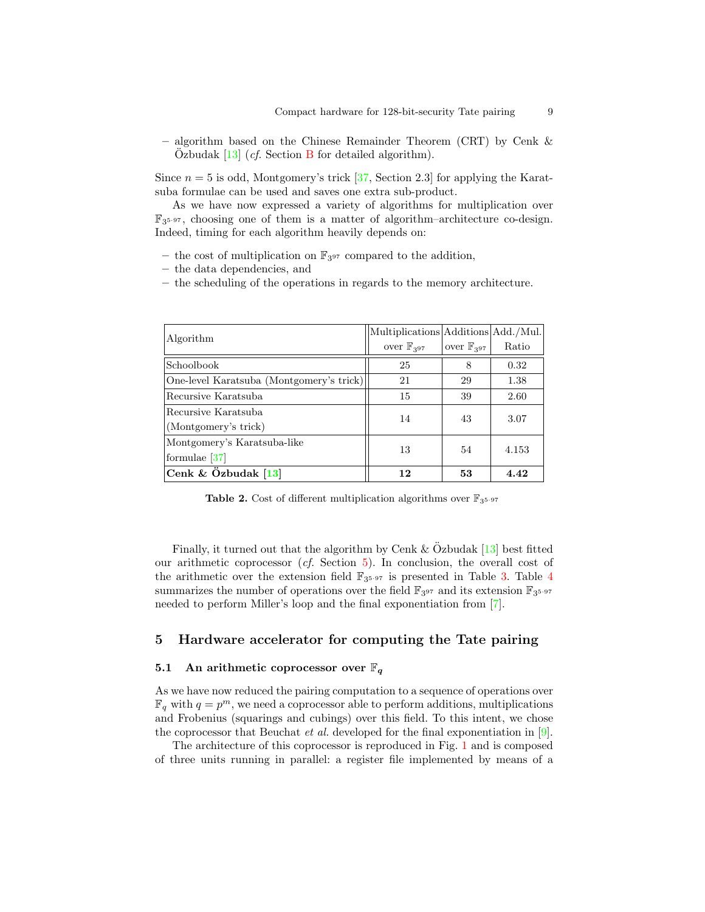– algorithm based on the Chinese Remainder Theorem (CRT) by Cenk & Özbudak [13] (*cf.* Section B for detailed algorithm).

Since $n = 5$ is odd, Montgomery's trick [37, Section 2.3] for applying the Karatsuba formulae can be used and saves one extra sub-product.

As we have now expressed a variety of algorithms for multiplication over $\mathbb{F}_{3^{5\cdot 97}}$, choosing one of them is a matter of algorithm–architecture co-design. Indeed, timing for each algorithm heavily depends on:

– the cost of multiplication on $\mathbb{F}_{3^{97}}$ compared to the addition,
– the data dependencies, and
– the scheduling of the operations in regards to the memory architecture.

| Algorithm | Multiplications over $\mathbb{F}_{3^{97}}$ | Additions over $\mathbb{F}_{3^{97}}$ | Add./Mul. Ratio |
|---|---|---|---|
| Schoolbook | 25 | 8 | 0.32 |
| One-level Karatsuba (Montgomery's trick) | 21 | 29 | 1.38 |
| Recursive Karatsuba | 15 | 39 | 2.60 |
| Recursive Karatsuba (Montgomery's trick) | 14 | 43 | 3.07 |
| Montgomery's Karatsuba-like formulae [37] | 13 | 54 | 4.153 |
| **Cenk & Özbudak [13]** | **12** | **53** | **4.42** |

**Table 2.** Cost of different multiplication algorithms over $\mathbb{F}_{3^{5\cdot 97}}$

Finally, it turned out that the algorithm by Cenk & Özbudak [13] best fitted our arithmetic coprocessor (*cf.* Section 5). In conclusion, the overall cost of the arithmetic over the extension field $\mathbb{F}_{3^{5\cdot 97}}$ is presented in Table 3. Table 4 summarizes the number of operations over the field $\mathbb{F}_{3^{97}}$ and its extension $\mathbb{F}_{3^{5\cdot 97}}$ needed to perform Miller's loop and the final exponentiation from [7].

## 5 Hardware accelerator for computing the Tate pairing

### 5.1 An arithmetic coprocessor over $\mathbb{F}_q$

As we have now reduced the pairing computation to a sequence of operations over $\mathbb{F}_q$ with $q = p^m$, we need a coprocessor able to perform additions, multiplications and Frobenius (squarings and cubings) over this field. To this intent, we chose the coprocessor that Beuchat *et al.* developed for the final exponentiation in [9].

The architecture of this coprocessor is reproduced in Fig. 1 and is composed of three units running in parallel: a register file implemented by means of a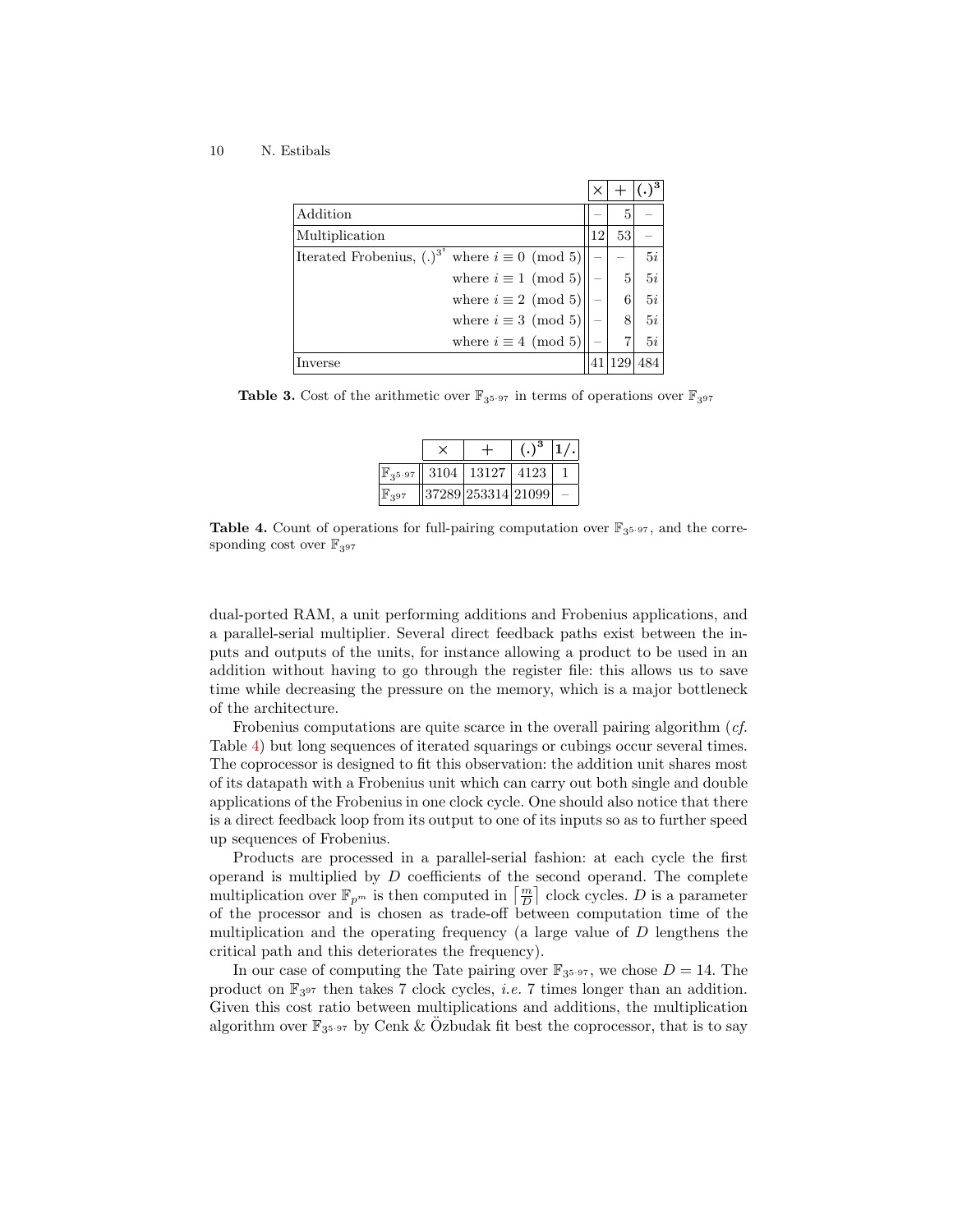| | $\times$ | $+$ | $(.)^3$ |
|---|---|---|---|
| Addition | – | 5 | – |
| Multiplication | 12 | 53 | – |
| Iterated Frobenius, $(.)^{3^i}$ where $i \equiv 0 \pmod 5$ | – | – | $5i$ |
| where $i \equiv 1 \pmod 5$ | – | 5 | $5i$ |
| where $i \equiv 2 \pmod 5$ | – | 6 | $5i$ |
| where $i \equiv 3 \pmod 5$ | – | 8 | $5i$ |
| where $i \equiv 4 \pmod 5$ | – | 7 | $5i$ |
| Inverse | 41 | 129 | 484 |

**Table 3.** Cost of the arithmetic over $\mathbb{F}_{3^{5\cdot 97}}$ in terms of operations over $\mathbb{F}_{3^{97}}$

| | $\times$ | $+$ | $(.)^3$ | $1/.$ |
|---|---|---|---|---|
| $\mathbb{F}_{3^{5\cdot 97}}$ | 3104 | 13127 | 4123 | 1 |
| $\mathbb{F}_{3^{97}}$ | 37289 | 253314 | 21099 | – |

**Table 4.** Count of operations for full-pairing computation over $\mathbb{F}_{3^{5\cdot 97}}$, and the corresponding cost over $\mathbb{F}_{3^{97}}$

dual-ported RAM, a unit performing additions and Frobenius applications, and a parallel-serial multiplier. Several direct feedback paths exist between the inputs and outputs of the units, for instance allowing a product to be used in an addition without having to go through the register file: this allows us to save time while decreasing the pressure on the memory, which is a major bottleneck of the architecture.

Frobenius computations are quite scarce in the overall pairing algorithm (*cf.* Table 4) but long sequences of iterated squarings or cubings occur several times. The coprocessor is designed to fit this observation: the addition unit shares most of its datapath with a Frobenius unit which can carry out both single and double applications of the Frobenius in one clock cycle. One should also notice that there is a direct feedback loop from its output to one of its inputs so as to further speed up sequences of Frobenius.

Products are processed in a parallel-serial fashion: at each cycle the first operand is multiplied by $D$ coefficients of the second operand. The complete multiplication over $\mathbb{F}_{p^m}$ is then computed in $\left\lceil \frac{m}{D} \right\rceil$ clock cycles. $D$ is a parameter of the processor and is chosen as trade-off between computation time of the multiplication and the operating frequency (a large value of $D$ lengthens the critical path and this deteriorates the frequency).

In our case of computing the Tate pairing over $\mathbb{F}_{3^{5\cdot 97}}$, we chose $D = 14$. The product on $\mathbb{F}_{3^{97}}$ then takes 7 clock cycles, *i.e.* 7 times longer than an addition. Given this cost ratio between multiplications and additions, the multiplication algorithm over $\mathbb{F}_{3^{5\cdot 97}}$ by Cenk & Özbudak fit best the coprocessor, that is to say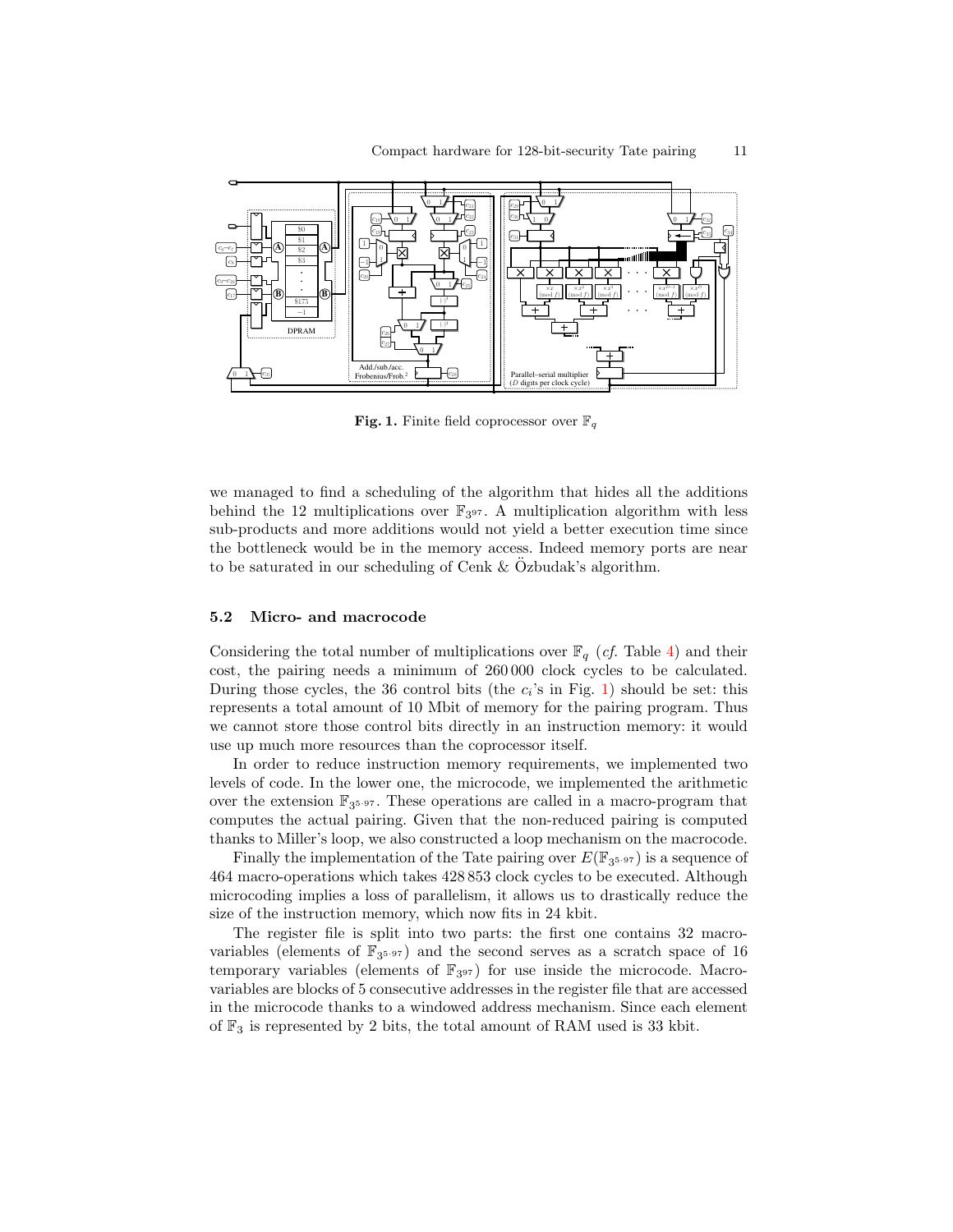**Fig. 1.** Finite field coprocessor over $\mathbb{F}_q$

we managed to find a scheduling of the algorithm that hides all the additions behind the 12 multiplications over $\mathbb{F}_{3^{97}}$. A multiplication algorithm with less sub-products and more additions would not yield a better execution time since the bottleneck would be in the memory access. Indeed memory ports are near to be saturated in our scheduling of Cenk & Özbudak's algorithm.

### 5.2 Micro- and macrocode

Considering the total number of multiplications over $\mathbb{F}_q$ (*cf.* Table 4) and their cost, the pairing needs a minimum of 260 000 clock cycles to be calculated. During those cycles, the 36 control bits (the $c_i$'s in Fig. 1) should be set: this represents a total amount of 10 Mbit of memory for the pairing program. Thus we cannot store those control bits directly in an instruction memory: it would use up much more resources than the coprocessor itself.

In order to reduce instruction memory requirements, we implemented two levels of code. In the lower one, the microcode, we implemented the arithmetic over the extension $\mathbb{F}_{3^{5\cdot97}}$. These operations are called in a macro-program that computes the actual pairing. Given that the non-reduced pairing is computed thanks to Miller's loop, we also constructed a loop mechanism on the macrocode.

Finally the implementation of the Tate pairing over $E(\mathbb{F}_{3^{5\cdot97}})$ is a sequence of 464 macro-operations which takes 428 853 clock cycles to be executed. Although microcoding implies a loss of parallelism, it allows us to drastically reduce the size of the instruction memory, which now fits in 24 kbit.

The register file is split into two parts: the first one contains 32 macro-variables (elements of $\mathbb{F}_{3^{5\cdot97}}$) and the second serves as a scratch space of 16 temporary variables (elements of $\mathbb{F}_{3^{97}}$) for use inside the microcode. Macro-variables are blocks of 5 consecutive addresses in the register file that are accessed in the microcode thanks to a windowed address mechanism. Since each element of $\mathbb{F}_3$ is represented by 2 bits, the total amount of RAM used is 33 kbit.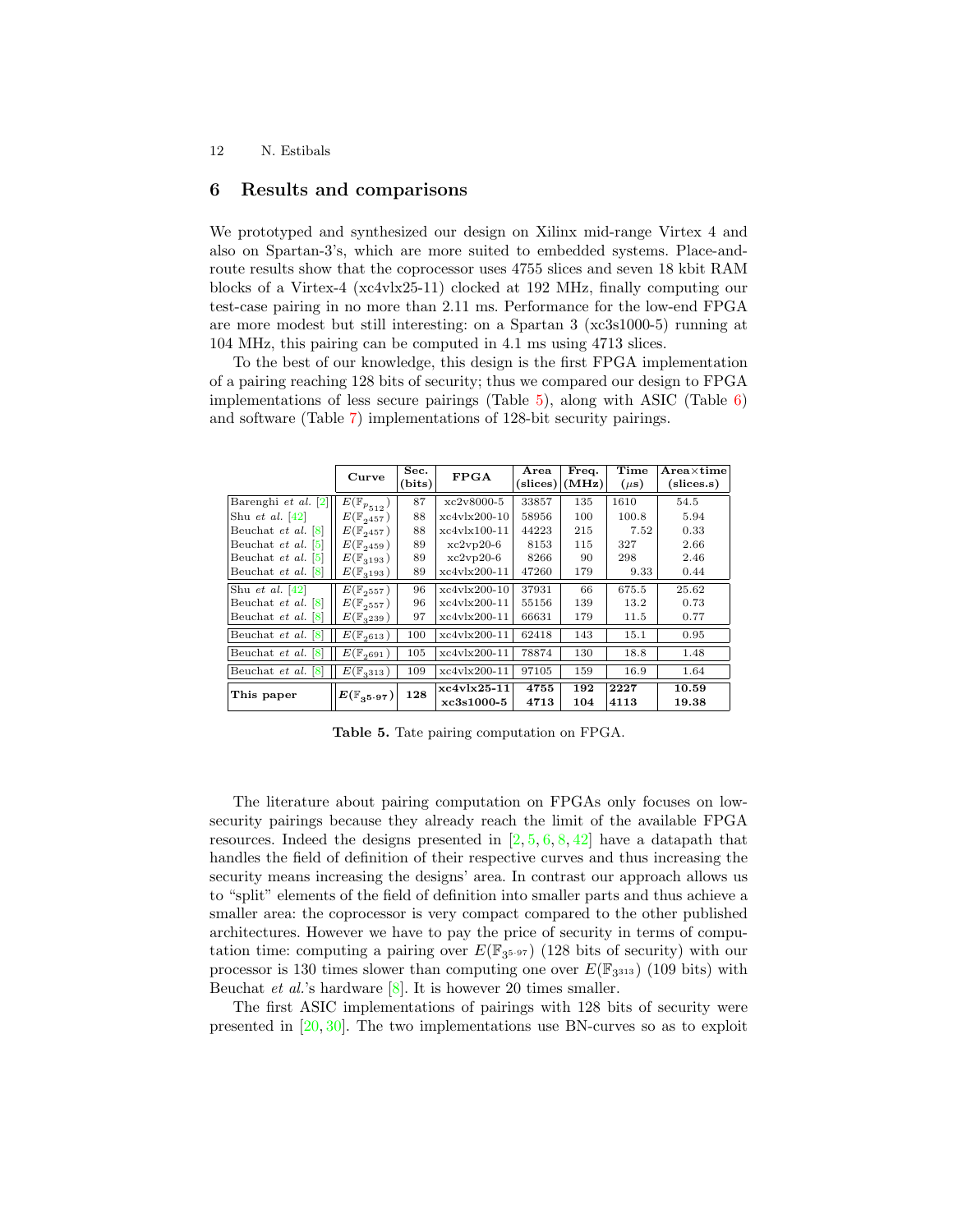## 6 Results and comparisons

We prototyped and synthesized our design on Xilinx mid-range Virtex 4 and also on Spartan-3's, which are more suited to embedded systems. Place-and-route results show that the coprocessor uses 4755 slices and seven 18 kbit RAM blocks of a Virtex-4 (xc4vlx25-11) clocked at 192 MHz, finally computing our test-case pairing in no more than 2.11 ms. Performance for the low-end FPGA are more modest but still interesting: on a Spartan 3 (xc3s1000-5) running at 104 MHz, this pairing can be computed in 4.1 ms using 4713 slices.

To the best of our knowledge, this design is the first FPGA implementation of a pairing reaching 128 bits of security; thus we compared our design to FPGA implementations of less secure pairings (Table 5), along with ASIC (Table 6) and software (Table 7) implementations of 128-bit security pairings.

| | Curve | Sec. (bits) | FPGA | Area (slices) | Freq. (MHz) | Time (μs) | Area×time (slices.s) |
|---|---|---|---|---|---|---|---|
| Barenghi *et al.* [2] | $E(\mathbb{F}_{p_{512}})$ | 87 | xc2v8000-5 | 33857 | 135 | 1610 | 54.5 |
| Shu *et al.* [42] | $E(\mathbb{F}_{2^{457}})$ | 88 | xc4vlx200-10 | 58956 | 100 | 100.8 | 5.94 |
| Beuchat *et al.* [8] | $E(\mathbb{F}_{2^{457}})$ | 88 | xc4vlx100-11 | 44223 | 215 | 7.52 | 0.33 |
| Beuchat *et al.* [5] | $E(\mathbb{F}_{2^{459}})$ | 89 | xc2vp20-6 | 8153 | 115 | 327 | 2.66 |
| Beuchat *et al.* [5] | $E(\mathbb{F}_{3^{193}})$ | 89 | xc2vp20-6 | 8266 | 90 | 298 | 2.46 |
| Beuchat *et al.* [8] | $E(\mathbb{F}_{3^{193}})$ | 89 | xc4vlx200-11 | 47260 | 179 | 9.33 | 0.44 |
| Shu *et al.* [42] | $E(\mathbb{F}_{2^{557}})$ | 96 | xc4vlx200-10 | 37931 | 66 | 675.5 | 25.62 |
| Beuchat *et al.* [8] | $E(\mathbb{F}_{2^{557}})$ | 96 | xc4vlx200-11 | 55156 | 139 | 13.2 | 0.73 |
| Beuchat *et al.* [8] | $E(\mathbb{F}_{3^{239}})$ | 97 | xc4vlx200-11 | 66631 | 179 | 11.5 | 0.77 |
| Beuchat *et al.* [8] | $E(\mathbb{F}_{2^{613}})$ | 100 | xc4vlx200-11 | 62418 | 143 | 15.1 | 0.95 |
| Beuchat *et al.* [8] | $E(\mathbb{F}_{2^{691}})$ | 105 | xc4vlx200-11 | 78874 | 130 | 18.8 | 1.48 |
| Beuchat *et al.* [8] | $E(\mathbb{F}_{3^{313}})$ | 109 | xc4vlx200-11 | 97105 | 159 | 16.9 | 1.64 |
| **This paper** | $\boldsymbol{E(\mathbb{F}_{3^{5\cdot 97}})}$ | **128** | **xc4vlx25-11** | **4755** | **192** | **2227** | **10.59** |
| | | | **xc3s1000-5** | **4713** | **104** | **4113** | **19.38** |

**Table 5.** Tate pairing computation on FPGA.

The literature about pairing computation on FPGAs only focuses on low-security pairings because they already reach the limit of the available FPGA resources. Indeed the designs presented in [2, 5, 6, 8, 42] have a datapath that handles the field of definition of their respective curves and thus increasing the security means increasing the designs' area. In contrast our approach allows us to "split" elements of the field of definition into smaller parts and thus achieve a smaller area: the coprocessor is very compact compared to the other published architectures. However we have to pay the price of security in terms of computation time: computing a pairing over $E(\mathbb{F}_{3^{5\cdot 97}})$ (128 bits of security) with our processor is 130 times slower than computing one over $E(\mathbb{F}_{3^{313}})$ (109 bits) with Beuchat *et al.*'s hardware [8]. It is however 20 times smaller.

The first ASIC implementations of pairings with 128 bits of security were presented in [20, 30]. The two implementations use BN-curves so as to exploit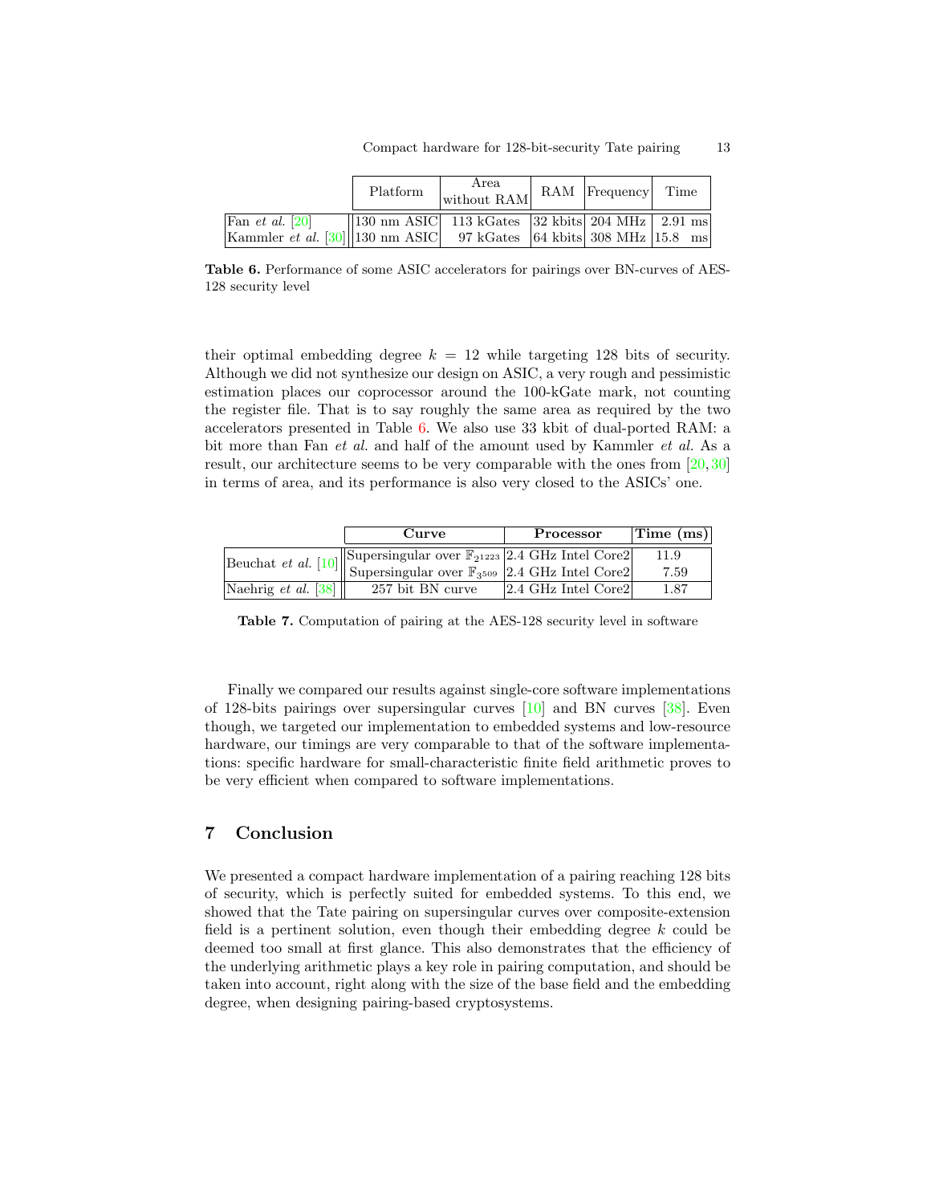| | Platform | Area without RAM | RAM | Frequency | Time |
|---|---|---|---|---|---|
| Fan *et al.* [20] | 130 nm ASIC | 113 kGates | 32 kbits | 204 MHz | 2.91 ms |
| Kammler *et al.* [30] | 130 nm ASIC | 97 kGates | 64 kbits | 308 MHz | 15.8 ms |

**Table 6.** Performance of some ASIC accelerators for pairings over BN-curves of AES-128 security level

their optimal embedding degree $k = 12$ while targeting 128 bits of security. Although we did not synthesize our design on ASIC, a very rough and pessimistic estimation places our coprocessor around the 100-kGate mark, not counting the register file. That is to say roughly the same area as required by the two accelerators presented in Table 6. We also use 33 kbit of dual-ported RAM: a bit more than Fan *et al.* and half of the amount used by Kammler *et al.* As a result, our architecture seems to be very comparable with the ones from [20, 30] in terms of area, and its performance is also very closed to the ASICs' one.

| | **Curve** | **Processor** | **Time (ms)** |
|---|---|---|---|
| Beuchat *et al.* [10] | Supersingular over $\mathbb{F}_{2^{1223}}$ | 2.4 GHz Intel Core2 | 11.9 |
| | Supersingular over $\mathbb{F}_{3^{509}}$ | 2.4 GHz Intel Core2 | 7.59 |
| Naehrig *et al.* [38] | 257 bit BN curve | 2.4 GHz Intel Core2 | 1.87 |

**Table 7.** Computation of pairing at the AES-128 security level in software

Finally we compared our results against single-core software implementations of 128-bits pairings over supersingular curves [10] and BN curves [38]. Even though, we targeted our implementation to embedded systems and low-resource hardware, our timings are very comparable to that of the software implementations: specific hardware for small-characteristic finite field arithmetic proves to be very efficient when compared to software implementations.

## 7 Conclusion

We presented a compact hardware implementation of a pairing reaching 128 bits of security, which is perfectly suited for embedded systems. To this end, we showed that the Tate pairing on supersingular curves over composite-extension field is a pertinent solution, even though their embedding degree $k$ could be deemed too small at first glance. This also demonstrates that the efficiency of the underlying arithmetic plays a key role in pairing computation, and should be taken into account, right along with the size of the base field and the embedding degree, when designing pairing-based cryptosystems.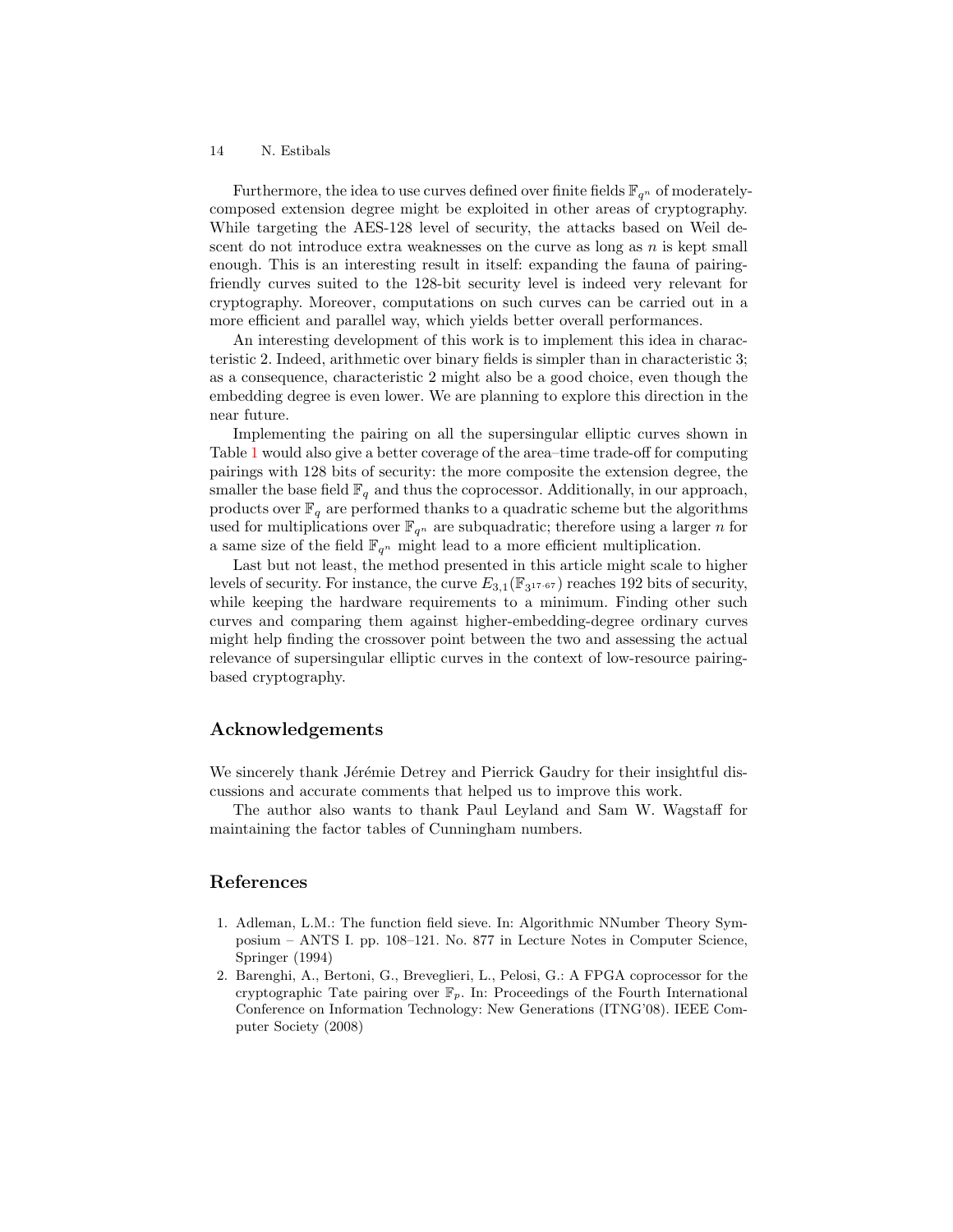Furthermore, the idea to use curves defined over finite fields $\mathbb{F}_{q^n}$ of moderately-composed extension degree might be exploited in other areas of cryptography. While targeting the AES-128 level of security, the attacks based on Weil descent do not introduce extra weaknesses on the curve as long as $n$ is kept small enough. This is an interesting result in itself: expanding the fauna of pairing-friendly curves suited to the 128-bit security level is indeed very relevant for cryptography. Moreover, computations on such curves can be carried out in a more efficient and parallel way, which yields better overall performances.

An interesting development of this work is to implement this idea in characteristic 2. Indeed, arithmetic over binary fields is simpler than in characteristic 3; as a consequence, characteristic 2 might also be a good choice, even though the embedding degree is even lower. We are planning to explore this direction in the near future.

Implementing the pairing on all the supersingular elliptic curves shown in Table 1 would also give a better coverage of the area–time trade-off for computing pairings with 128 bits of security: the more composite the extension degree, the smaller the base field $\mathbb{F}_q$ and thus the coprocessor. Additionally, in our approach, products over $\mathbb{F}_q$ are performed thanks to a quadratic scheme but the algorithms used for multiplications over $\mathbb{F}_{q^n}$ are subquadratic; therefore using a larger $n$ for a same size of the field $\mathbb{F}_{q^n}$ might lead to a more efficient multiplication.

Last but not least, the method presented in this article might scale to higher levels of security. For instance, the curve $E_{3,1}(\mathbb{F}_{3^{17 \cdot 67}})$ reaches 192 bits of security, while keeping the hardware requirements to a minimum. Finding other such curves and comparing them against higher-embedding-degree ordinary curves might help finding the crossover point between the two and assessing the actual relevance of supersingular elliptic curves in the context of low-resource pairing-based cryptography.

## Acknowledgements

We sincerely thank Jérémie Detrey and Pierrick Gaudry for their insightful discussions and accurate comments that helped us to improve this work.

The author also wants to thank Paul Leyland and Sam W. Wagstaff for maintaining the factor tables of Cunningham numbers.

## References

1. Adleman, L.M.: The function field sieve. In: Algorithmic NNumber Theory Symposium – ANTS I. pp. 108–121. No. 877 in Lecture Notes in Computer Science, Springer (1994)
2. Barenghi, A., Bertoni, G., Breveglieri, L., Pelosi, G.: A FPGA coprocessor for the cryptographic Tate pairing over $\mathbb{F}_p$. In: Proceedings of the Fourth International Conference on Information Technology: New Generations (ITNG'08). IEEE Computer Society (2008)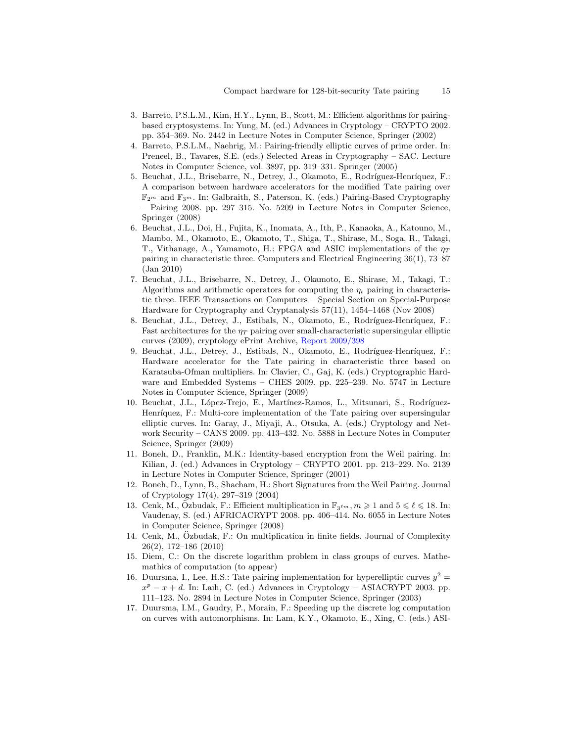3. Barreto, P.S.L.M., Kim, H.Y., Lynn, B., Scott, M.: Efficient algorithms for pairing-based cryptosystems. In: Yung, M. (ed.) Advances in Cryptology – CRYPTO 2002. pp. 354–369. No. 2442 in Lecture Notes in Computer Science, Springer (2002)
4. Barreto, P.S.L.M., Naehrig, M.: Pairing-friendly elliptic curves of prime order. In: Preneel, B., Tavares, S.E. (eds.) Selected Areas in Cryptography – SAC. Lecture Notes in Computer Science, vol. 3897, pp. 319–331. Springer (2005)
5. Beuchat, J.L., Brisebarre, N., Detrey, J., Okamoto, E., Rodríguez-Henríquez, F.: A comparison between hardware accelerators for the modified Tate pairing over $\mathbb{F}_{2^m}$ and $\mathbb{F}_{3^m}$. In: Galbraith, S., Paterson, K. (eds.) Pairing-Based Cryptography – Pairing 2008. pp. 297–315. No. 5209 in Lecture Notes in Computer Science, Springer (2008)
6. Beuchat, J.L., Doi, H., Fujita, K., Inomata, A., Ith, P., Kanaoka, A., Katouno, M., Mambo, M., Okamoto, E., Okamoto, T., Shiga, T., Shirase, M., Soga, R., Takagi, T., Vithanage, A., Yamamoto, H.: FPGA and ASIC implementations of the $\eta_T$ pairing in characteristic three. Computers and Electrical Engineering 36(1), 73–87 (Jan 2010)
7. Beuchat, J.L., Brisebarre, N., Detrey, J., Okamoto, E., Shirase, M., Takagi, T.: Algorithms and arithmetic operators for computing the $\eta_t$ pairing in characteristic three. IEEE Transactions on Computers – Special Section on Special-Purpose Hardware for Cryptography and Cryptanalysis 57(11), 1454–1468 (Nov 2008)
8. Beuchat, J.L., Detrey, J., Estibals, N., Okamoto, E., Rodríguez-Henríquez, F.: Fast architectures for the $\eta_T$ pairing over small-characteristic supersingular elliptic curves (2009), cryptology ePrint Archive, Report 2009/398
9. Beuchat, J.L., Detrey, J., Estibals, N., Okamoto, E., Rodríguez-Henríquez, F.: Hardware accelerator for the Tate pairing in characteristic three based on Karatsuba-Ofman multipliers. In: Clavier, C., Gaj, K. (eds.) Cryptographic Hardware and Embedded Systems – CHES 2009. pp. 225–239. No. 5747 in Lecture Notes in Computer Science, Springer (2009)
10. Beuchat, J.L., López-Trejo, E., Martínez-Ramos, L., Mitsunari, S., Rodríguez-Henríquez, F.: Multi-core implementation of the Tate pairing over supersingular elliptic curves. In: Garay, J., Miyaji, A., Otsuka, A. (eds.) Cryptology and Network Security – CANS 2009. pp. 413–432. No. 5888 in Lecture Notes in Computer Science, Springer (2009)
11. Boneh, D., Franklin, M.K.: Identity-based encryption from the Weil pairing. In: Kilian, J. (ed.) Advances in Cryptology – CRYPTO 2001. pp. 213–229. No. 2139 in Lecture Notes in Computer Science, Springer (2001)
12. Boneh, D., Lynn, B., Shacham, H.: Short Signatures from the Weil Pairing. Journal of Cryptology 17(4), 297–319 (2004)
13. Cenk, M., Özbudak, F.: Efficient multiplication in $\mathbb{F}_{3^{\ell m}}, m \geqslant 1$ and $5 \leqslant \ell \leqslant 18$. In: Vaudenay, S. (ed.) AFRICACRYPT 2008. pp. 406–414. No. 6055 in Lecture Notes in Computer Science, Springer (2008)
14. Cenk, M., Özbudak, F.: On multiplication in finite fields. Journal of Complexity 26(2), 172–186 (2010)
15. Diem, C.: On the discrete logarithm problem in class groups of curves. Mathemathics of computation (to appear)
16. Duursma, I., Lee, H.S.: Tate pairing implementation for hyperelliptic curves $y^2 = x^p - x + d$. In: Laih, C. (ed.) Advances in Cryptology – ASIACRYPT 2003. pp. 111–123. No. 2894 in Lecture Notes in Computer Science, Springer (2003)
17. Duursma, I.M., Gaudry, P., Morain, F.: Speeding up the discrete log computation on curves with automorphisms. In: Lam, K.Y., Okamoto, E., Xing, C. (eds.) ASI-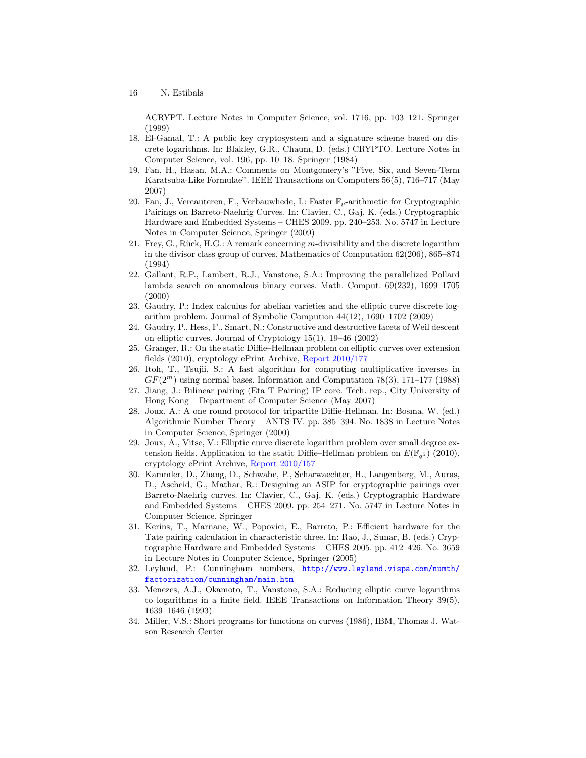ACRYPT. Lecture Notes in Computer Science, vol. 1716, pp. 103–121. Springer (1999)

18. El-Gamal, T.: A public key cryptosystem and a signature scheme based on discrete logarithms. In: Blakley, G.R., Chaum, D. (eds.) CRYPTO. Lecture Notes in Computer Science, vol. 196, pp. 10–18. Springer (1984)
19. Fan, H., Hasan, M.A.: Comments on Montgomery's "Five, Six, and Seven-Term Karatsuba-Like Formulae". IEEE Transactions on Computers 56(5), 716–717 (May 2007)
20. Fan, J., Vercauteren, F., Verbauwhede, I.: Faster $\mathbb{F}_p$-arithmetic for Cryptographic Pairings on Barreto-Naehrig Curves. In: Clavier, C., Gaj, K. (eds.) Cryptographic Hardware and Embedded Systems – CHES 2009. pp. 240–253. No. 5747 in Lecture Notes in Computer Science, Springer (2009)
21. Frey, G., Rück, H.G.: A remark concerning $m$-divisibility and the discrete logarithm in the divisor class group of curves. Mathematics of Computation 62(206), 865–874 (1994)
22. Gallant, R.P., Lambert, R.J., Vanstone, S.A.: Improving the parallelized Pollard lambda search on anomalous binary curves. Math. Comput. 69(232), 1699–1705 (2000)
23. Gaudry, P.: Index calculus for abelian varieties and the elliptic curve discrete logarithm problem. Journal of Symbolic Compution 44(12), 1690–1702 (2009)
24. Gaudry, P., Hess, F., Smart, N.: Constructive and destructive facets of Weil descent on elliptic curves. Journal of Cryptology 15(1), 19–46 (2002)
25. Granger, R.: On the static Diffie–Hellman problem on elliptic curves over extension fields (2010), cryptology ePrint Archive, Report 2010/177
26. Itoh, T., Tsujii, S.: A fast algorithm for computing multiplicative inverses in $GF(2^m)$ using normal bases. Information and Computation 78(3), 171–177 (1988)
27. Jiang, J.: Bilinear pairing (Eta_T Pairing) IP core. Tech. rep., City University of Hong Kong – Department of Computer Science (May 2007)
28. Joux, A.: A one round protocol for tripartite Diffie-Hellman. In: Bosma, W. (ed.) Algorithmic Number Theory – ANTS IV. pp. 385–394. No. 1838 in Lecture Notes in Computer Science, Springer (2000)
29. Joux, A., Vitse, V.: Elliptic curve discrete logarithm problem over small degree extension fields. Application to the static Diffie–Hellman problem on $E(\mathbb{F}_{q^5})$ (2010), cryptology ePrint Archive, Report 2010/157
30. Kammler, D., Zhang, D., Schwabe, P., Scharwaechter, H., Langenberg, M., Auras, D., Ascheid, G., Mathar, R.: Designing an ASIP for cryptographic pairings over Barreto-Naehrig curves. In: Clavier, C., Gaj, K. (eds.) Cryptographic Hardware and Embedded Systems – CHES 2009. pp. 254–271. No. 5747 in Lecture Notes in Computer Science, Springer
31. Kerins, T., Marnane, W., Popovici, E., Barreto, P.: Efficient hardware for the Tate pairing calculation in characteristic three. In: Rao, J., Sunar, B. (eds.) Cryptographic Hardware and Embedded Systems – CHES 2005. pp. 412–426. No. 3659 in Lecture Notes in Computer Science, Springer (2005)
32. Leyland, P.: Cunningham numbers, http://www.leyland.vispa.com/numth/factorization/cunningham/main.htm
33. Menezes, A.J., Okamoto, T., Vanstone, S.A.: Reducing elliptic curve logarithms to logarithms in a finite field. IEEE Transactions on Information Theory 39(5), 1639–1646 (1993)
34. Miller, V.S.: Short programs for functions on curves (1986), IBM, Thomas J. Watson Research Center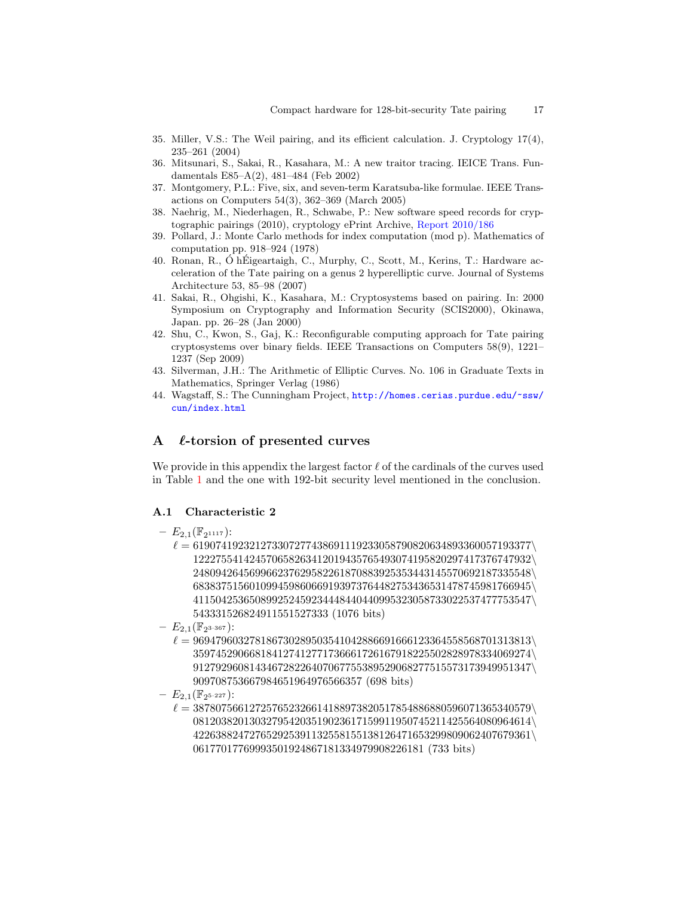35. Miller, V.S.: The Weil pairing, and its efficient calculation. J. Cryptology 17(4), 235–261 (2004)
36. Mitsunari, S., Sakai, R., Kasahara, M.: A new traitor tracing. IEICE Trans. Fundamentals E85–A(2), 481–484 (Feb 2002)
37. Montgomery, P.L.: Five, six, and seven-term Karatsuba-like formulae. IEEE Transactions on Computers 54(3), 362–369 (March 2005)
38. Naehrig, M., Niederhagen, R., Schwabe, P.: New software speed records for cryptographic pairings (2010), cryptology ePrint Archive, Report 2010/186
39. Pollard, J.: Monte Carlo methods for index computation (mod p). Mathematics of computation pp. 918–924 (1978)
40. Ronan, R., Ó hÉigeartaigh, C., Murphy, C., Scott, M., Kerins, T.: Hardware acceleration of the Tate pairing on a genus 2 hyperelliptic curve. Journal of Systems Architecture 53, 85–98 (2007)
41. Sakai, R., Ohgishi, K., Kasahara, M.: Cryptosystems based on pairing. In: 2000 Symposium on Cryptography and Information Security (SCIS2000), Okinawa, Japan. pp. 26–28 (Jan 2000)
42. Shu, C., Kwon, S., Gaj, K.: Reconfigurable computing approach for Tate pairing cryptosystems over binary fields. IEEE Transactions on Computers 58(9), 1221–1237 (Sep 2009)
43. Silverman, J.H.: The Arithmetic of Elliptic Curves. No. 106 in Graduate Texts in Mathematics, Springer Verlag (1986)
44. Wagstaff, S.: The Cunningham Project, http://homes.cerias.purdue.edu/~ssw/cun/index.html

## A $\ell$-torsion of presented curves

We provide in this appendix the largest factor $\ell$ of the cardinals of the curves used in Table 1 and the one with 192-bit security level mentioned in the conclusion.

### A.1 Characteristic 2

- $E_{2,1}(\mathbb{F}_{2^{1117}})$:
  $\ell$ = 619074192321273307277438691119233058790820634893360057193377\
  122275541424570658263412019435765493074195820297417376747932\
  248094264569966237629582261870883925353443145570692187335548\
  683837515601099459860669193973764482753436531478745981766945\
  411504253650899252459234448440440995323058733022537477753547\
  5433315268249115515273333 (1076 bits)
- $E_{2,1}(\mathbb{F}_{2^{3\cdot 367}})$:
  $\ell$ = 969479603278186730289503541042886691666123364558568701313813\
  359745290668184127412771736661726167918225502828978334069274\
  912792960814346728226407067755389529068277515573173949951347\
  909708753667984651964976566357 (698 bits)
- $E_{2,1}(\mathbb{F}_{2^{5\cdot 227}})$:
  $\ell$ = 387807566127257652326614188973820517854886880596071365340579\
  081203820130327954203519023617159911950745211425564080964614\
  422638824727652925391132558155138126471653299809062407679361\
  061770177699935019248671813349790822618 1 (733 bits)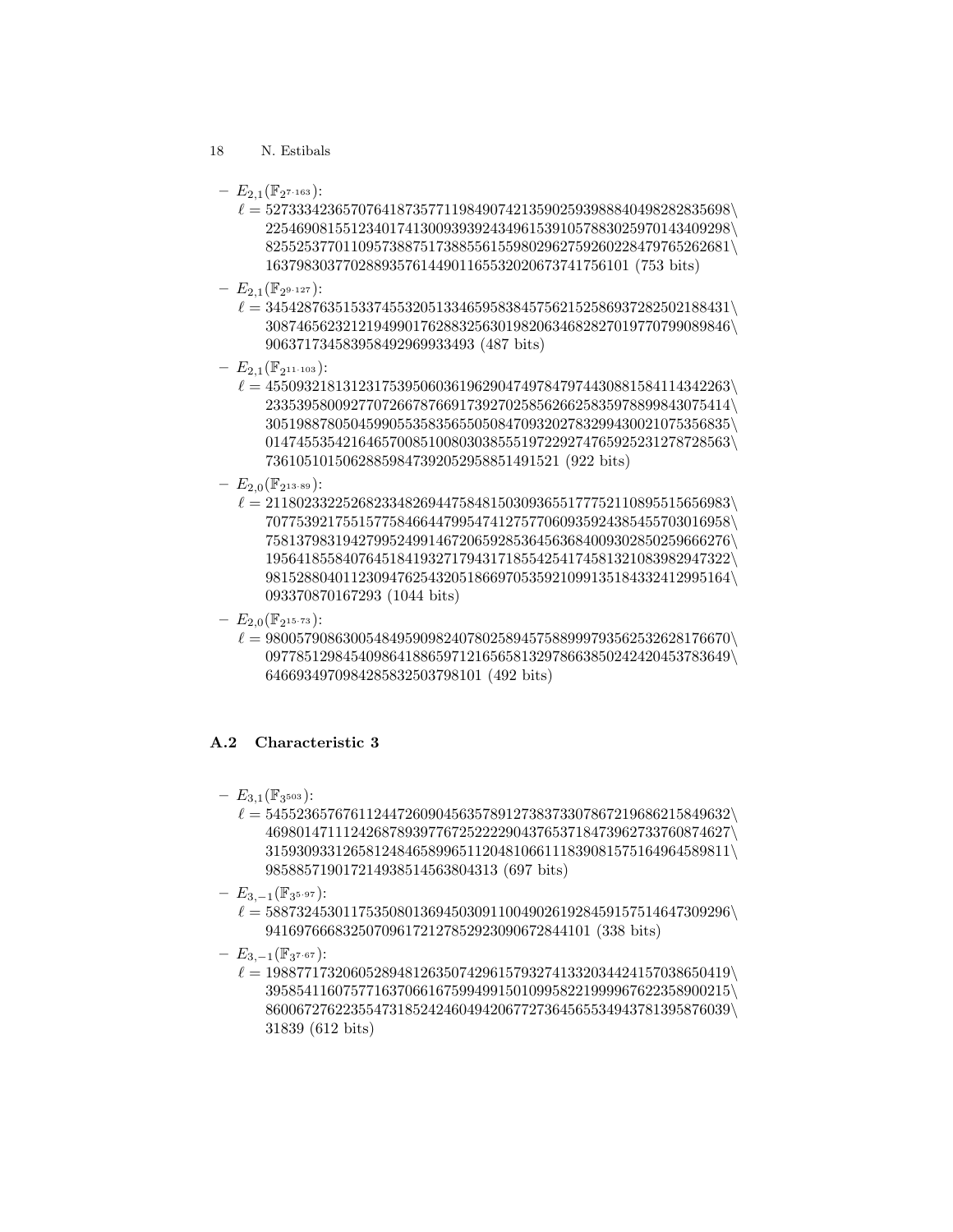– $E_{2,1}(\mathbb{F}_{2^{7\cdot 163}})$:
$\ell = 527333423657076418735771198490742135902593988840498282835698\backslash$
$225469081551234017413009393924349615391057883025970143409298\backslash$
$825525377011095738875173885561559802962759260228479765262681\backslash$
$163798303770288935761449011655320206737417561 01$ (753 bits)

– $E_{2,1}(\mathbb{F}_{2^{9\cdot 127}})$:
$\ell = 345428763515337455320513346595838457562152586937282502188431\backslash$
$308746562321219499017628832563019820634682827019770799089846\backslash$
$906371734583958492969933493$ (487 bits)

– $E_{2,1}(\mathbb{F}_{2^{11\cdot 103}})$:
$\ell = 455093218131231753950603619629047497847974430881584114342263\backslash$
$233539580092770726678766917392702585626625835978899843075414\backslash$
$305198878050459905535835655050847093202783299430021075356835\backslash$
$014745535421646570085100803038555197229274765925231278728563\backslash$
$736105101506288598473920529588514915 21$ (922 bits)

– $E_{2,0}(\mathbb{F}_{2^{13\cdot 89}})$:
$\ell = 211802332252682334826944758481503093655177752110895515656983\backslash$
$707753921755157758466447995474127577060935924385455703016958\backslash$
$758137983194279952499146720659285364563684009302850259666276\backslash$
$195641855840764518419327179431718554254174581321083982947322\backslash$
$981528804011230947625432051866970535921099135184332412995164\backslash$
$093370870167293$ (1044 bits)

– $E_{2,0}(\mathbb{F}_{2^{15\cdot 73}})$:
$\ell = 980057908630054849590982407802589457588999793562532628176670\backslash$
$097785129845409864188659712165658132978663850242420453783649\backslash$
$646693497098428583250379 8101$ (492 bits)

### A.2 Characteristic 3

– $E_{3,1}(\mathbb{F}_{3^{503}})$:
$\ell = 545523657676112447260904563578912738373307867219686215849632\backslash$
$469801471112426878939776725222290437653718473962733760874627\backslash$
$315930933126581248465899651120481066111839081575164964589811\backslash$
$985885719017214938514563804313$ (697 bits)

– $E_{3,-1}(\mathbb{F}_{3^{5\cdot 97}})$:
$\ell = 588732453011753508013694503091100490261928459157514647309296\backslash$
$941697666832507096172127852923090672844101$ (338 bits)

– $E_{3,-1}(\mathbb{F}_{3^{7\cdot 67}})$:
$\ell = 198877173206052894812635074296157932741332034424157038650419\backslash$
$395854116075771637066167599499150109958221999967622358900215\backslash$
$860067276223554731852424604942067727364565534943781395876039\backslash$
$31839$ (612 bits)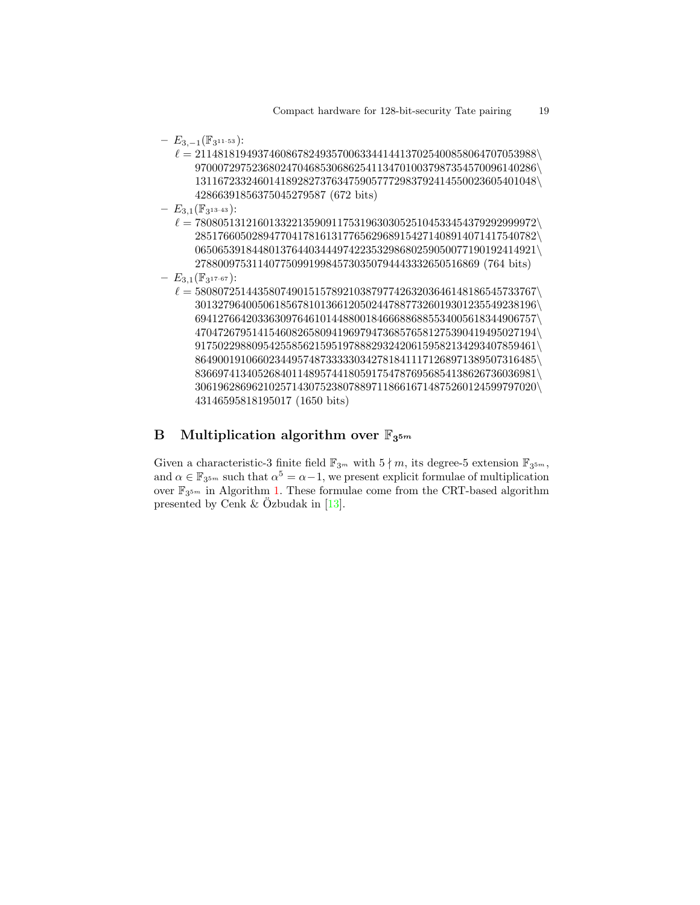- $E_{3,-1}(\mathbb{F}_{3^{11\cdot 53}})$:
  $\ell =$ 2114818194937460867824935700633441441370254008580647070539889\
  700072975236802470468530686254113470100379873545700961402861\
  311672332460141892827376347590577729837924145500236054010484\
  28663918563750452795 87 (672 bits)
- $E_{3,1}(\mathbb{F}_{3^{13\cdot 43}})$:
  $\ell =$ 780805131216013322135909117531963030525104533454379292999972\
  285176605028947704178161317765629689154271408914071417540782\
  065065391844801376440344497422353298680259050077190192414921\
  278800975311407750991998457303507944433326505168 69 (764 bits)
- $E_{3,1}(\mathbb{F}_{3^{17\cdot 67}})$:
  $\ell =$ 580807251443580749015157892103879774263203646148186545733767\
  301327964005061856781013661205024478877326019301235549238196\
  694127664203363097646101448800184666886885534005618344906757\
  470472679514154608265809419697947368576581275390419495027194\
  917502298809542558562159519788829324206159582134293407859461\
  864900191066023449574873333303427818411171268971389507316485\
  836697413405268401148957441805917547876956854138626736036981\
  306196286962102571430752380788971186616714875260124599797020\
  43146595818195017 (1650 bits)

## B Multiplication algorithm over $\mathbb{F}_{3^{5m}}$

Given a characteristic-3 finite field $\mathbb{F}_{3^m}$ with $5 \nmid m$, its degree-5 extension $\mathbb{F}_{3^{5m}}$, and $\alpha \in \mathbb{F}_{3^{5m}}$ such that $\alpha^5 = \alpha - 1$, we present explicit formulae of multiplication over $\mathbb{F}_{3^{5m}}$ in Algorithm 1. These formulae come from the CRT-based algorithm presented by Cenk & Özbudak in [13].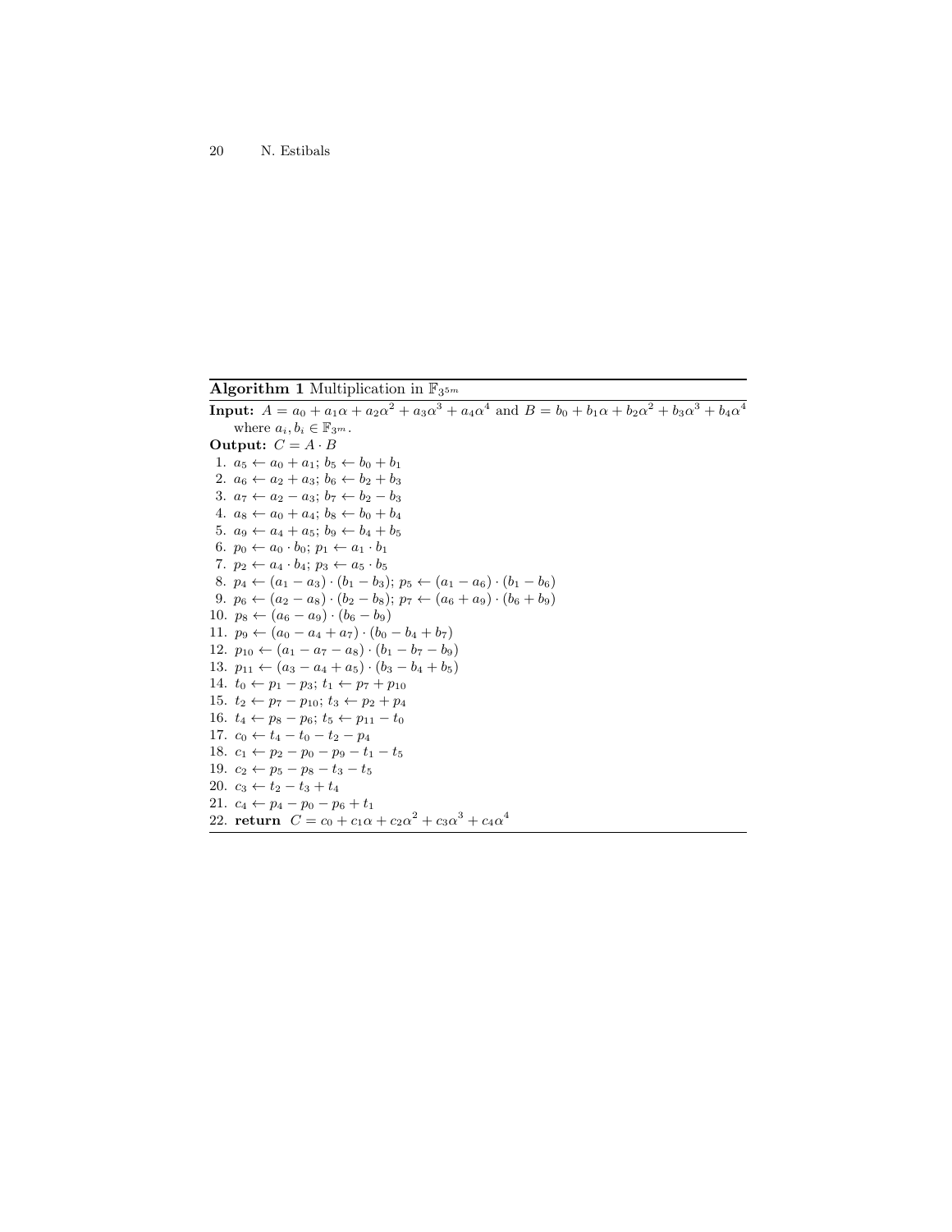**Algorithm 1** Multiplication in $\mathbb{F}_{3^{5m}}$

**Input:** $A = a_0 + a_1\alpha + a_2\alpha^2 + a_3\alpha^3 + a_4\alpha^4$ and $B = b_0 + b_1\alpha + b_2\alpha^2 + b_3\alpha^3 + b_4\alpha^4$ where $a_i, b_i \in \mathbb{F}_{3^m}$.

**Output:** $C = A \cdot B$

1. $a_5 \leftarrow a_0 + a_1$; $b_5 \leftarrow b_0 + b_1$
2. $a_6 \leftarrow a_2 + a_3$; $b_6 \leftarrow b_2 + b_3$
3. $a_7 \leftarrow a_2 - a_3$; $b_7 \leftarrow b_2 - b_3$
4. $a_8 \leftarrow a_0 + a_4$; $b_8 \leftarrow b_0 + b_4$
5. $a_9 \leftarrow a_4 + a_5$; $b_9 \leftarrow b_4 + b_5$
6. $p_0 \leftarrow a_0 \cdot b_0$; $p_1 \leftarrow a_1 \cdot b_1$
7. $p_2 \leftarrow a_4 \cdot b_4$; $p_3 \leftarrow a_5 \cdot b_5$
8. $p_4 \leftarrow (a_1 - a_3) \cdot (b_1 - b_3)$; $p_5 \leftarrow (a_1 - a_6) \cdot (b_1 - b_6)$
9. $p_6 \leftarrow (a_2 - a_8) \cdot (b_2 - b_8)$; $p_7 \leftarrow (a_6 + a_9) \cdot (b_6 + b_9)$
10. $p_8 \leftarrow (a_6 - a_9) \cdot (b_6 - b_9)$
11. $p_9 \leftarrow (a_0 - a_4 + a_7) \cdot (b_0 - b_4 + b_7)$
12. $p_{10} \leftarrow (a_1 - a_7 - a_8) \cdot (b_1 - b_7 - b_9)$
13. $p_{11} \leftarrow (a_3 - a_4 + a_5) \cdot (b_3 - b_4 + b_5)$
14. $t_0 \leftarrow p_1 - p_3$; $t_1 \leftarrow p_7 + p_{10}$
15. $t_2 \leftarrow p_7 - p_{10}$; $t_3 \leftarrow p_2 + p_4$
16. $t_4 \leftarrow p_8 - p_6$; $t_5 \leftarrow p_{11} - t_0$
17. $c_0 \leftarrow t_4 - t_0 - t_2 - p_4$
18. $c_1 \leftarrow p_2 - p_0 - p_9 - t_1 - t_5$
19. $c_2 \leftarrow p_5 - p_8 - t_3 - t_5$
20. $c_3 \leftarrow t_2 - t_3 + t_4$
21. $c_4 \leftarrow p_4 - p_0 - p_6 + t_1$
22. **return** $C = c_0 + c_1\alpha + c_2\alpha^2 + c_3\alpha^3 + c_4\alpha^4$